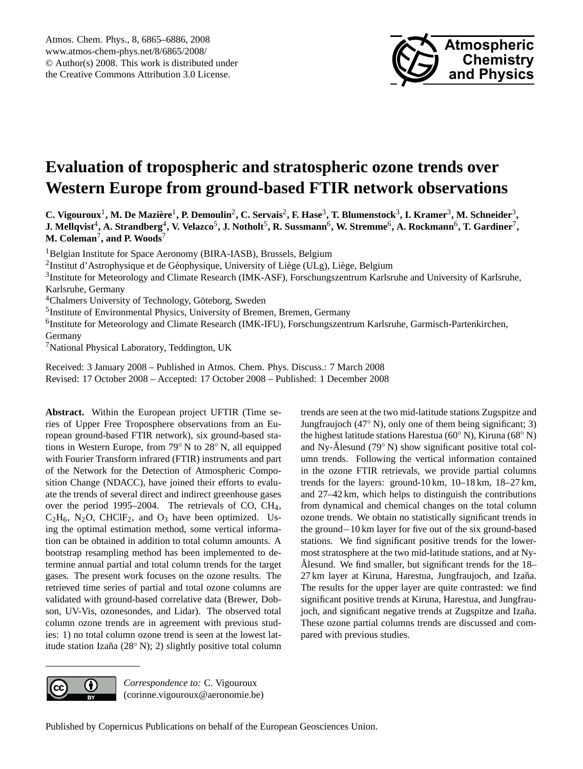# Evaluation of tropospheric and stratospheric ozone trends over Western Europe from ground-based FTIR network observations

**C. Vigouroux[1], M. De Mazière[1], P. Demoulin[2], C. Servais[2], F. Hase[3], T. Blumenstock[3], I. Kramer[3], M. Schneider[3], J. Mellqvist[4], A. Strandberg[4], V. Velazco[5], J. Notholt[5], R. Sussmann[6], W. Stremme[6], A. Rockmann[6], T. Gardiner[7], M. Coleman[7], and P. Woods[7]**

[1]Belgian Institute for Space Aeronomy (BIRA-IASB), Brussels, Belgium

[2]Institut d'Astrophysique et de Géophysique, University of Liège (ULg), Liège, Belgium

[3]Institute for Meteorology and Climate Research (IMK-ASF), Forschungszentrum Karlsruhe and University of Karlsruhe, Karlsruhe, Germany

[4]Chalmers University of Technology, Göteborg, Sweden

[5]Institute of Environmental Physics, University of Bremen, Bremen, Germany

[6]Institute for Meteorology and Climate Research (IMK-IFU), Forschungszentrum Karlsruhe, Garmisch-Partenkirchen, Germany

[7]National Physical Laboratory, Teddington, UK

Received: 3 January 2008 – Published in Atmos. Chem. Phys. Discuss.: 7 March 2008
Revised: 17 October 2008 – Accepted: 17 October 2008 – Published: 1 December 2008

**Abstract.** Within the European project UFTIR (Time series of Upper Free Troposphere observations from an European ground-based FTIR network), six ground-based stations in Western Europe, from 79° N to 28° N, all equipped with Fourier Transform infrared (FTIR) instruments and part of the Network for the Detection of Atmospheric Composition Change (NDACC), have joined their efforts to evaluate the trends of several direct and indirect greenhouse gases over the period 1995–2004. The retrievals of CO, $CH_4$, $C_2H_6$, $N_2O$, $CHClF_2$, and $O_3$ have been optimized. Using the optimal estimation method, some vertical information can be obtained in addition to total column amounts. A bootstrap resampling method has been implemented to determine annual partial and total column trends for the target gases. The present work focuses on the ozone results. The retrieved time series of partial and total ozone columns are validated with ground-based correlative data (Brewer, Dobson, UV-Vis, ozonesondes, and Lidar). The observed total column ozone trends are in agreement with previous studies: 1) no total column ozone trend is seen at the lowest latitude station Izaña (28° N); 2) slightly positive total column trends are seen at the two mid-latitude stations Zugspitze and Jungfraujoch (47° N), only one of them being significant; 3) the highest latitude stations Harestua (60° N), Kiruna (68° N) and Ny-Ålesund (79° N) show significant positive total column trends. Following the vertical information contained in the ozone FTIR retrievals, we provide partial columns trends for the layers: ground-10 km, 10–18 km, 18–27 km, and 27–42 km, which helps to distinguish the contributions from dynamical and chemical changes on the total column ozone trends. We obtain no statistically significant trends in the ground−10 km layer for five out of the six ground-based stations. We find significant positive trends for the lowermost stratosphere at the two mid-latitude stations, and at Ny-Ålesund. We find smaller, but significant trends for the 18–27 km layer at Kiruna, Harestua, Jungfraujoch, and Izaña. The results for the upper layer are quite contrasted: we find significant positive trends at Kiruna, Harestua, and Jungfraujoch, and significant negative trends at Zugspitze and Izaña. These ozone partial columns trends are discussed and compared with previous studies.

*Correspondence to:* C. Vigouroux (corinne.vigouroux@aeronomie.be)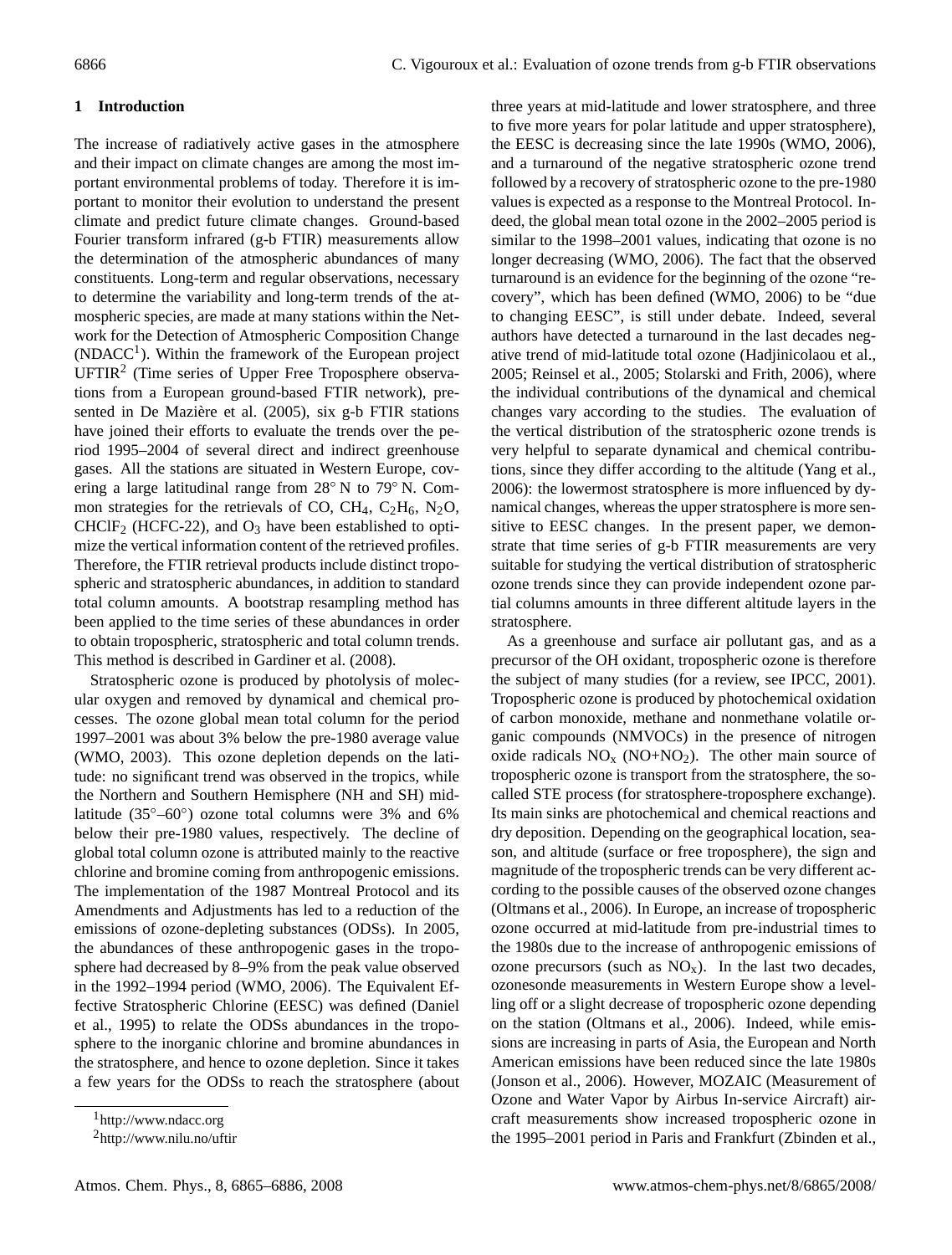## 1 Introduction

The increase of radiatively active gases in the atmosphere and their impact on climate changes are among the most important environmental problems of today. Therefore it is important to monitor their evolution to understand the present climate and predict future climate changes. Ground-based Fourier transform infrared (g-b FTIR) measurements allow the determination of the atmospheric abundances of many constituents. Long-term and regular observations, necessary to determine the variability and long-term trends of the atmospheric species, are made at many stations within the Network for the Detection of Atmospheric Composition Change (NDACC[1]). Within the framework of the European project UFTIR[2] (Time series of Upper Free Troposphere observations from a European ground-based FTIR network), presented in De Mazière et al. (2005), six g-b FTIR stations have joined their efforts to evaluate the trends over the period 1995–2004 of several direct and indirect greenhouse gases. All the stations are situated in Western Europe, covering a large latitudinal range from 28° N to 79° N. Common strategies for the retrievals of CO, $CH_4$, $C_2H_6$, $N_2O$, $CHClF_2$ (HCFC-22), and $O_3$ have been established to optimize the vertical information content of the retrieved profiles. Therefore, the FTIR retrieval products include distinct tropospheric and stratospheric abundances, in addition to standard total column amounts. A bootstrap resampling method has been applied to the time series of these abundances in order to obtain tropospheric, stratospheric and total column trends. This method is described in Gardiner et al. (2008).

Stratospheric ozone is produced by photolysis of molecular oxygen and removed by dynamical and chemical processes. The ozone global mean total column for the period 1997–2001 was about 3% below the pre-1980 average value (WMO, 2003). This ozone depletion depends on the latitude: no significant trend was observed in the tropics, while the Northern and Southern Hemisphere (NH and SH) mid-latitude (35°–60°) ozone total columns were 3% and 6% below their pre-1980 values, respectively. The decline of global total column ozone is attributed mainly to the reactive chlorine and bromine coming from anthropogenic emissions. The implementation of the 1987 Montreal Protocol and its Amendments and Adjustments has led to a reduction of the emissions of ozone-depleting substances (ODSs). In 2005, the abundances of these anthropogenic gases in the troposphere had decreased by 8–9% from the peak value observed in the 1992–1994 period (WMO, 2006). The Equivalent Effective Stratospheric Chlorine (EESC) was defined (Daniel et al., 1995) to relate the ODSs abundances in the troposphere to the inorganic chlorine and bromine abundances in the stratosphere, and hence to ozone depletion. Since it takes a few years for the ODSs to reach the stratosphere (about three years at mid-latitude and lower stratosphere, and three to five more years for polar latitude and upper stratosphere), the EESC is decreasing since the late 1990s (WMO, 2006), and a turnaround of the negative stratospheric ozone trend followed by a recovery of stratospheric ozone to the pre-1980 values is expected as a response to the Montreal Protocol. Indeed, the global mean total ozone in the 2002–2005 period is similar to the 1998–2001 values, indicating that ozone is no longer decreasing (WMO, 2006). The fact that the observed turnaround is an evidence for the beginning of the ozone "recovery", which has been defined (WMO, 2006) to be "due to changing EESC", is still under debate. Indeed, several authors have detected a turnaround in the last decades negative trend of mid-latitude total ozone (Hadjinicolaou et al., 2005; Reinsel et al., 2005; Stolarski and Frith, 2006), where the individual contributions of the dynamical and chemical changes vary according to the studies. The evaluation of the vertical distribution of the stratospheric ozone trends is very helpful to separate dynamical and chemical contributions, since they differ according to the altitude (Yang et al., 2006): the lowermost stratosphere is more influenced by dynamical changes, whereas the upper stratosphere is more sensitive to EESC changes. In the present paper, we demonstrate that time series of g-b FTIR measurements are very suitable for studying the vertical distribution of stratospheric ozone trends since they can provide independent ozone partial columns amounts in three different altitude layers in the stratosphere.

As a greenhouse and surface air pollutant gas, and as a precursor of the OH oxidant, tropospheric ozone is therefore the subject of many studies (for a review, see IPCC, 2001). Tropospheric ozone is produced by photochemical oxidation of carbon monoxide, methane and nonmethane volatile organic compounds (NMVOCs) in the presence of nitrogen oxide radicals $NO_x$ ($NO+NO_2$). The other main source of tropospheric ozone is transport from the stratosphere, the so-called STE process (for stratosphere-troposphere exchange). Its main sinks are photochemical and chemical reactions and dry deposition. Depending on the geographical location, season, and altitude (surface or free troposphere), the sign and magnitude of the tropospheric trends can be very different according to the possible causes of the observed ozone changes (Oltmans et al., 2006). In Europe, an increase of tropospheric ozone occurred at mid-latitude from pre-industrial times to the 1980s due to the increase of anthropogenic emissions of ozone precursors (such as $NO_x$). In the last two decades, ozonesonde measurements in Western Europe show a levelling off or a slight decrease of tropospheric ozone depending on the station (Oltmans et al., 2006). Indeed, while emissions are increasing in parts of Asia, the European and North American emissions have been reduced since the late 1980s (Jonson et al., 2006). However, MOZAIC (Measurement of Ozone and Water Vapor by Airbus In-service Aircraft) aircraft measurements show increased tropospheric ozone in the 1995–2001 period in Paris and Frankfurt (Zbinden et al.,

[1] http://www.ndacc.org

[2] http://www.nilu.no/uftir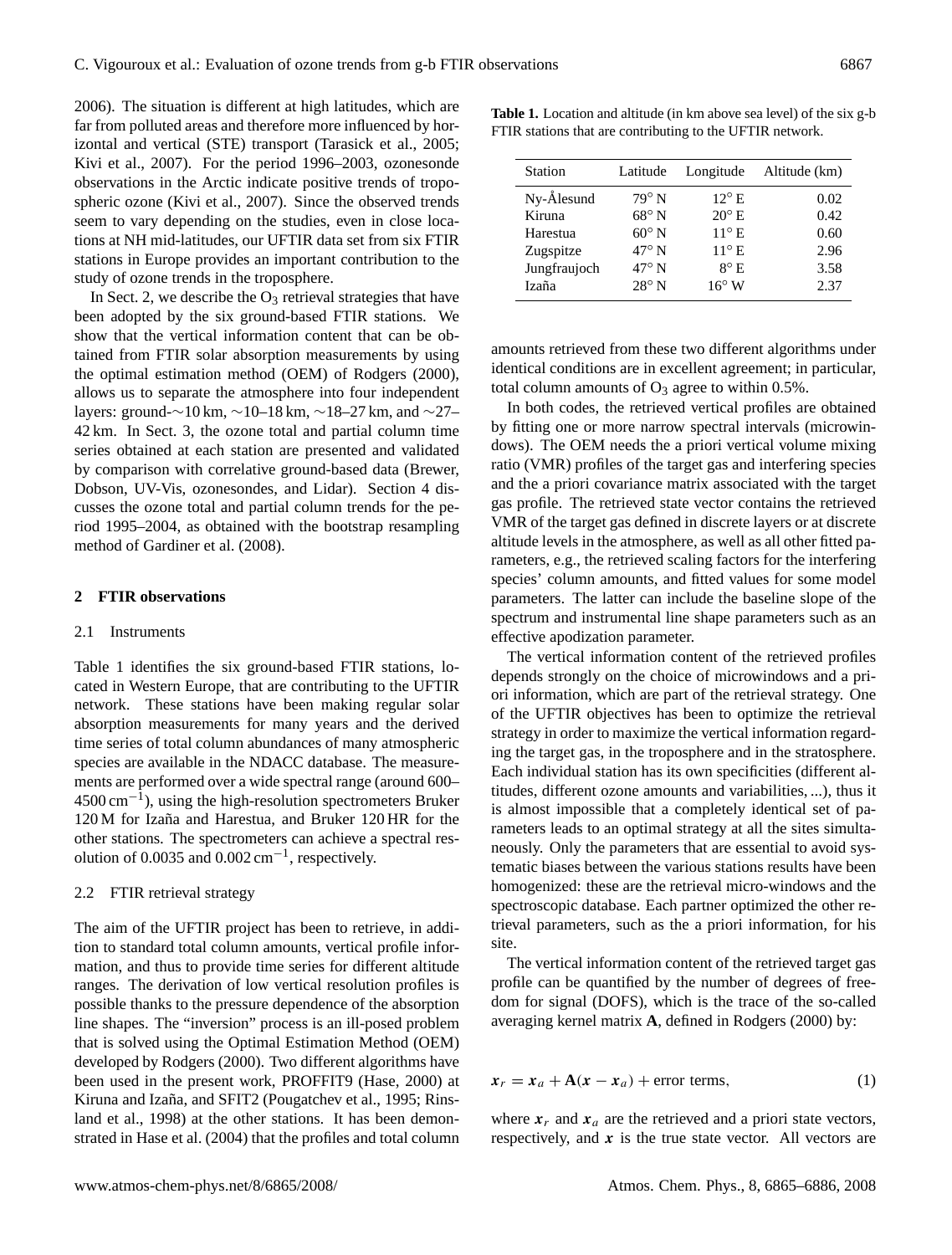2006). The situation is different at high latitudes, which are far from polluted areas and therefore more influenced by horizontal and vertical (STE) transport (Tarasick et al., 2005; Kivi et al., 2007). For the period 1996–2003, ozonesonde observations in the Arctic indicate positive trends of tropospheric ozone (Kivi et al., 2007). Since the observed trends seem to vary depending on the studies, even in close locations at NH mid-latitudes, our UFTIR data set from six FTIR stations in Europe provides an important contribution to the study of ozone trends in the troposphere.

In Sect. 2, we describe the $O_3$ retrieval strategies that have been adopted by the six ground-based FTIR stations. We show that the vertical information content that can be obtained from FTIR solar absorption measurements by using the optimal estimation method (OEM) of Rodgers (2000), allows us to separate the atmosphere into four independent layers: ground-∼10 km, ∼10–18 km, ∼18–27 km, and ∼27–42 km. In Sect. 3, the ozone total and partial column time series obtained at each station are presented and validated by comparison with correlative ground-based data (Brewer, Dobson, UV-Vis, ozonesondes, and Lidar). Section 4 discusses the ozone total and partial column trends for the period 1995–2004, as obtained with the bootstrap resampling method of Gardiner et al. (2008).

## 2 FTIR observations

### 2.1 Instruments

Table 1 identifies the six ground-based FTIR stations, located in Western Europe, that are contributing to the UFTIR network. These stations have been making regular solar absorption measurements for many years and the derived time series of total column abundances of many atmospheric species are available in the NDACC database. The measurements are performed over a wide spectral range (around 600–4500 $cm^{-1}$), using the high-resolution spectrometers Bruker 120 M for Izaña and Harestua, and Bruker 120 HR for the other stations. The spectrometers can achieve a spectral resolution of 0.0035 and 0.002 $cm^{-1}$, respectively.

### 2.2 FTIR retrieval strategy

The aim of the UFTIR project has been to retrieve, in addition to standard total column amounts, vertical profile information, and thus to provide time series for different altitude ranges. The derivation of low vertical resolution profiles is possible thanks to the pressure dependence of the absorption line shapes. The "inversion" process is an ill-posed problem that is solved using the Optimal Estimation Method (OEM) developed by Rodgers (2000). Two different algorithms have been used in the present work, PROFFIT9 (Hase, 2000) at Kiruna and Izaña, and SFIT2 (Pougatchev et al., 1995; Rinsland et al., 1998) at the other stations. It has been demonstrated in Hase et al. (2004) that the profiles and total column amounts retrieved from these two different algorithms under identical conditions are in excellent agreement; in particular, total column amounts of $O_3$ agree to within 0.5%.

**Table 1.** Location and altitude (in km above sea level) of the six g-b FTIR stations that are contributing to the UFTIR network.

| Station | Latitude | Longitude | Altitude (km) |
|---|---|---|---|
| Ny-Ålesund | 79° N | 12° E | 0.02 |
| Kiruna | 68° N | 20° E | 0.42 |
| Harestua | 60° N | 11° E | 0.60 |
| Zugspitze | 47° N | 11° E | 2.96 |
| Jungfraujoch | 47° N | 8° E | 3.58 |
| Izaña | 28° N | 16° W | 2.37 |

In both codes, the retrieved vertical profiles are obtained by fitting one or more narrow spectral intervals (microwindows). The OEM needs the a priori vertical volume mixing ratio (VMR) profiles of the target gas and interfering species and the a priori covariance matrix associated with the target gas profile. The retrieved state vector contains the retrieved VMR of the target gas defined in discrete layers or at discrete altitude levels in the atmosphere, as well as all other fitted parameters, e.g., the retrieved scaling factors for the interfering species' column amounts, and fitted values for some model parameters. The latter can include the baseline slope of the spectrum and instrumental line shape parameters such as an effective apodization parameter.

The vertical information content of the retrieved profiles depends strongly on the choice of microwindows and a priori information, which are part of the retrieval strategy. One of the UFTIR objectives has been to optimize the retrieval strategy in order to maximize the vertical information regarding the target gas, in the troposphere and in the stratosphere. Each individual station has its own specificities (different altitudes, different ozone amounts and variabilities, ...), thus it is almost impossible that a completely identical set of parameters leads to an optimal strategy at all the sites simultaneously. Only the parameters that are essential to avoid systematic biases between the various stations results have been homogenized: these are the retrieval micro-windows and the spectroscopic database. Each partner optimized the other retrieval parameters, such as the a priori information, for his site.

The vertical information content of the retrieved target gas profile can be quantified by the number of degrees of freedom for signal (DOFS), which is the trace of the so-called averaging kernel matrix **A**, defined in Rodgers (2000) by:

$$\boldsymbol{x}_r = \boldsymbol{x}_a + \mathbf{A}(\boldsymbol{x} - \boldsymbol{x}_a) + \text{error terms}, \tag{1}$$

where $\boldsymbol{x}_r$ and $\boldsymbol{x}_a$ are the retrieved and a priori state vectors, respectively, and $\boldsymbol{x}$ is the true state vector. All vectors are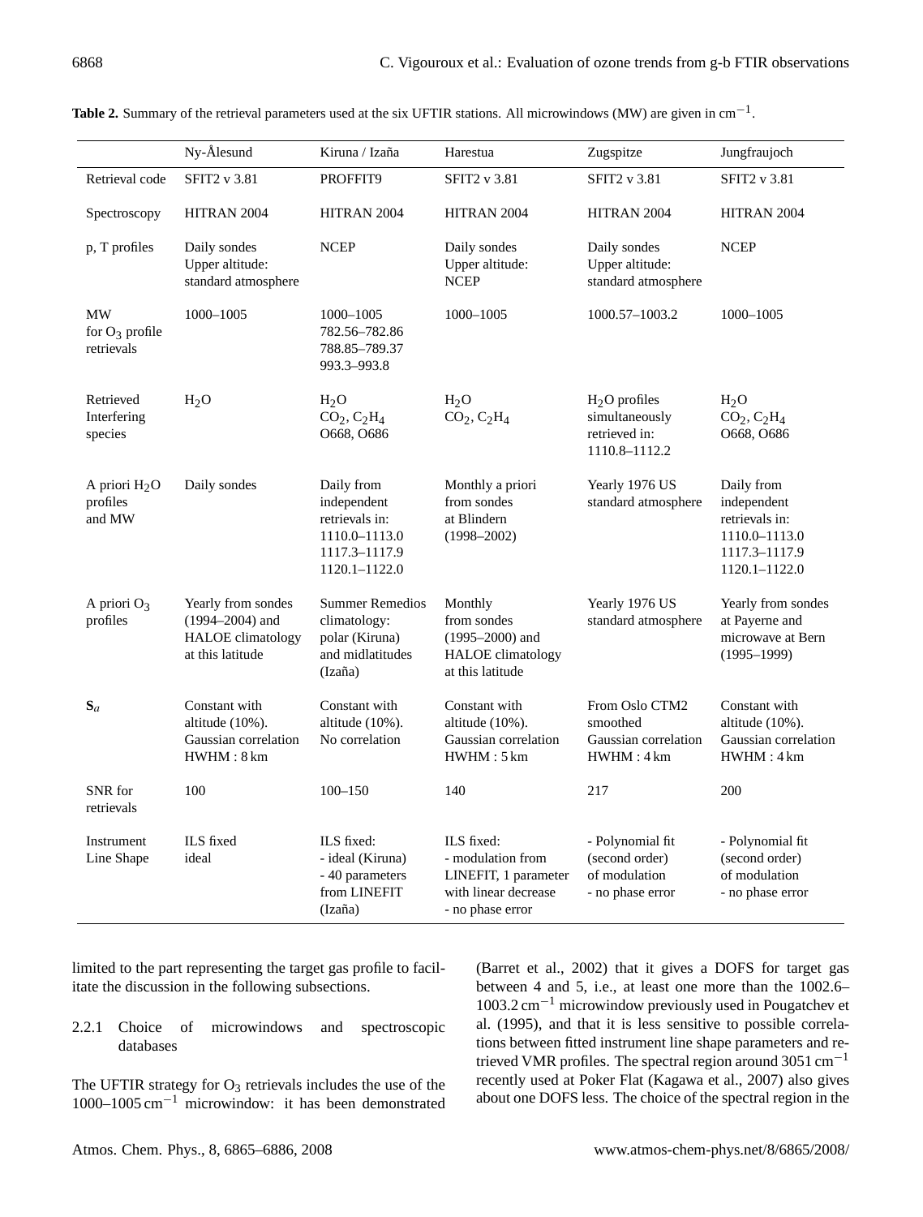**Table 2.** Summary of the retrieval parameters used at the six UFTIR stations. All microwindows (MW) are given in $cm^{-1}$.

| | Ny-Ålesund | Kiruna / Izaña | Harestua | Zugspitze | Jungfraujoch |
|---|---|---|---|---|---|
| Retrieval code | SFIT2 v 3.81 | PROFFIT9 | SFIT2 v 3.81 | SFIT2 v 3.81 | SFIT2 v 3.81 |
| Spectroscopy | HITRAN 2004 | HITRAN 2004 | HITRAN 2004 | HITRAN 2004 | HITRAN 2004 |
| p, T profiles | Daily sondes Upper altitude: standard atmosphere | NCEP | Daily sondes Upper altitude: NCEP | Daily sondes Upper altitude: standard atmosphere | NCEP |
| MW for $O_3$ profile retrievals | 1000–1005 | 1000–1005 782.56–782.86 788.85–789.37 993.3–993.8 | 1000–1005 | 1000.57–1003.2 | 1000–1005 |
| Retrieved Interfering species | $H_2O$ | $H_2O$ $CO_2$, $C_2H_4$ O668, O686 | $H_2O$ $CO_2$, $C_2H_4$ | $H_2O$ profiles simultaneously retrieved in: 1110.8–1112.2 | $H_2O$ $CO_2$, $C_2H_4$ O668, O686 |
| A priori $H_2O$ profiles and MW | Daily sondes | Daily from independent retrievals in: 1110.0–1113.0 1117.3–1117.9 1120.1–1122.0 | Monthly a priori from sondes at Blindern (1998–2002) | Yearly 1976 US standard atmosphere | Daily from independent retrievals in: 1110.0–1113.0 1117.3–1117.9 1120.1–1122.0 |
| A priori $O_3$ profiles | Yearly from sondes (1994–2004) and HALOE climatology at this latitude | Summer Remedios climatology: polar (Kiruna) and midlatitudes (Izaña) | Monthly from sondes (1995–2000) and HALOE climatology at this latitude | Yearly 1976 US standard atmosphere | Yearly from sondes at Payerne and microwave at Bern (1995–1999) |
| $\mathbf{S}_a$ | Constant with altitude (10%). Gaussian correlation HWHM : 8 km | Constant with altitude (10%). No correlation | Constant with altitude (10%). Gaussian correlation HWHM : 5 km | From Oslo CTM2 smoothed Gaussian correlation HWHM : 4 km | Constant with altitude (10%). Gaussian correlation HWHM : 4 km |
| SNR for retrievals | 100 | 100–150 | 140 | 217 | 200 |
| Instrument Line Shape | ILS fixed ideal | ILS fixed: - ideal (Kiruna) - 40 parameters from LINEFIT (Izaña) | ILS fixed: - modulation from LINEFIT, 1 parameter with linear decrease - no phase error | - Polynomial fit (second order) of modulation - no phase error | - Polynomial fit (second order) of modulation - no phase error |

limited to the part representing the target gas profile to facilitate the discussion in the following subsections.

#### 2.2.1 Choice of microwindows and spectroscopic databases

The UFTIR strategy for $O_3$ retrievals includes the use of the 1000–1005 $cm^{-1}$ microwindow: it has been demonstrated (Barret et al., 2002) that it gives a DOFS for target gas between 4 and 5, i.e., at least one more than the 1002.6–1003.2 $cm^{-1}$ microwindow previously used in Pougatchev et al. (1995), and that it is less sensitive to possible correlations between fitted instrument line shape parameters and retrieved VMR profiles. The spectral region around 3051 $cm^{-1}$ recently used at Poker Flat (Kagawa et al., 2007) also gives about one DOFS less. The choice of the spectral region in the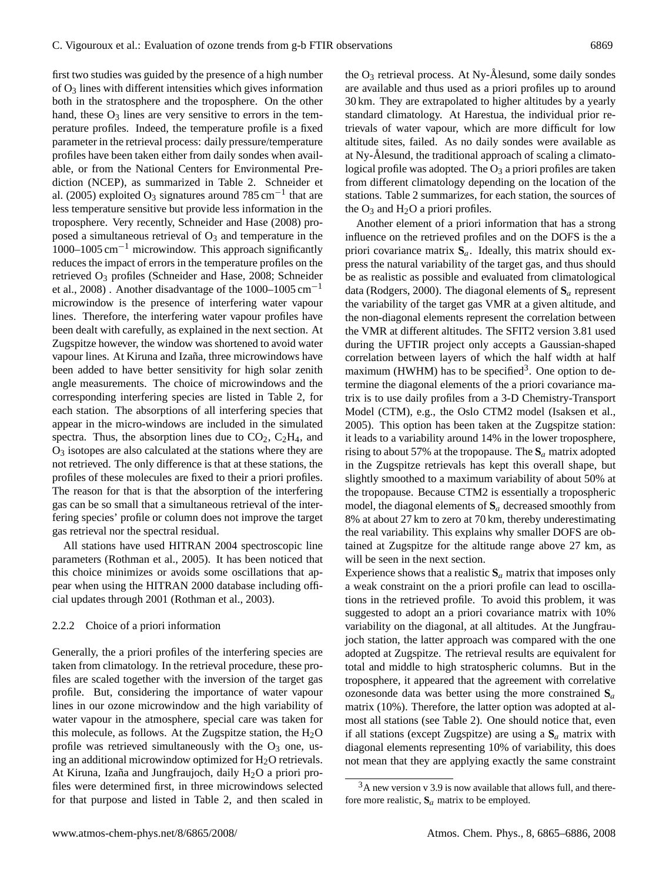first two studies was guided by the presence of a high number of $O_3$ lines with different intensities which gives information both in the stratosphere and the troposphere. On the other hand, these $O_3$ lines are very sensitive to errors in the temperature profiles. Indeed, the temperature profile is a fixed parameter in the retrieval process: daily pressure/temperature profiles have been taken either from daily sondes when available, or from the National Centers for Environmental Prediction (NCEP), as summarized in Table 2. Schneider et al. (2005) exploited $O_3$ signatures around 785 $cm^{-1}$ that are less temperature sensitive but provide less information in the troposphere. Very recently, Schneider and Hase (2008) proposed a simultaneous retrieval of $O_3$ and temperature in the 1000–1005 $cm^{-1}$ microwindow. This approach significantly reduces the impact of errors in the temperature profiles on the retrieved $O_3$ profiles (Schneider and Hase, 2008; Schneider et al., 2008) . Another disadvantage of the 1000–1005 $cm^{-1}$ microwindow is the presence of interfering water vapour lines. Therefore, the interfering water vapour profiles have been dealt with carefully, as explained in the next section. At Zugspitze however, the window was shortened to avoid water vapour lines. At Kiruna and Izaña, three microwindows have been added to have better sensitivity for high solar zenith angle measurements. The choice of microwindows and the corresponding interfering species are listed in Table 2, for each station. The absorptions of all interfering species that appear in the micro-windows are included in the simulated spectra. Thus, the absorption lines due to $CO_2$, $C_2H_4$, and $O_3$ isotopes are also calculated at the stations where they are not retrieved. The only difference is that at these stations, the profiles of these molecules are fixed to their a priori profiles. The reason for that is that the absorption of the interfering gas can be so small that a simultaneous retrieval of the interfering species' profile or column does not improve the target gas retrieval nor the spectral residual.

All stations have used HITRAN 2004 spectroscopic line parameters (Rothman et al., 2005). It has been noticed that this choice minimizes or avoids some oscillations that appear when using the HITRAN 2000 database including official updates through 2001 (Rothman et al., 2003).

#### 2.2.2 Choice of a priori information

Generally, the a priori profiles of the interfering species are taken from climatology. In the retrieval procedure, these profiles are scaled together with the inversion of the target gas profile. But, considering the importance of water vapour lines in our ozone microwindow and the high variability of water vapour in the atmosphere, special care was taken for this molecule, as follows. At the Zugspitze station, the $H_2O$ profile was retrieved simultaneously with the $O_3$ one, using an additional microwindow optimized for $H_2O$ retrievals. At Kiruna, Izaña and Jungfraujoch, daily $H_2O$ a priori profiles were determined first, in three microwindows selected for that purpose and listed in Table 2, and then scaled in the $O_3$ retrieval process. At Ny-Ålesund, some daily sondes are available and thus used as a priori profiles up to around 30 km. They are extrapolated to higher altitudes by a yearly standard climatology. At Harestua, the individual prior retrievals of water vapour, which are more difficult for low altitude sites, failed. As no daily sondes were available as at Ny-Ålesund, the traditional approach of scaling a climatological profile was adopted. The $O_3$ a priori profiles are taken from different climatology depending on the location of the stations. Table 2 summarizes, for each station, the sources of the $O_3$ and $H_2O$ a priori profiles.

Another element of a priori information that has a strong influence on the retrieved profiles and on the DOFS is the a priori covariance matrix $\mathbf{S}_a$. Ideally, this matrix should express the natural variability of the target gas, and thus should be as realistic as possible and evaluated from climatological data (Rodgers, 2000). The diagonal elements of $\mathbf{S}_a$ represent the variability of the target gas VMR at a given altitude, and the non-diagonal elements represent the correlation between the VMR at different altitudes. The SFIT2 version 3.81 used during the UFTIR project only accepts a Gaussian-shaped correlation between layers of which the half width at half maximum (HWHM) has to be specified[3]. One option to determine the diagonal elements of the a priori covariance matrix is to use daily profiles from a 3-D Chemistry-Transport Model (CTM), e.g., the Oslo CTM2 model (Isaksen et al., 2005). This option has been taken at the Zugspitze station: it leads to a variability around 14% in the lower troposphere, rising to about 57% at the tropopause. The $\mathbf{S}_a$ matrix adopted in the Zugspitze retrievals has kept this overall shape, but slightly smoothed to a maximum variability of about 50% at the tropopause. Because CTM2 is essentially a tropospheric model, the diagonal elements of $\mathbf{S}_a$ decreased smoothly from 8% at about 27 km to zero at 70 km, thereby underestimating the real variability. This explains why smaller DOFS are obtained at Zugspitze for the altitude range above 27 km, as will be seen in the next section.

Experience shows that a realistic $\mathbf{S}_a$ matrix that imposes only a weak constraint on the a priori profile can lead to oscillations in the retrieved profile. To avoid this problem, it was suggested to adopt an a priori covariance matrix with 10% variability on the diagonal, at all altitudes. At the Jungfraujoch station, the latter approach was compared with the one adopted at Zugspitze. The retrieval results are equivalent for total and middle to high stratospheric columns. But in the troposphere, it appeared that the agreement with correlative ozonesonde data was better using the more constrained $\mathbf{S}_a$ matrix (10%). Therefore, the latter option was adopted at almost all stations (see Table 2). One should notice that, even if all stations (except Zugspitze) are using a $\mathbf{S}_a$ matrix with diagonal elements representing 10% of variability, this does not mean that they are applying exactly the same constraint

[3] A new version v 3.9 is now available that allows full, and therefore more realistic, $\mathbf{S}_a$ matrix to be employed.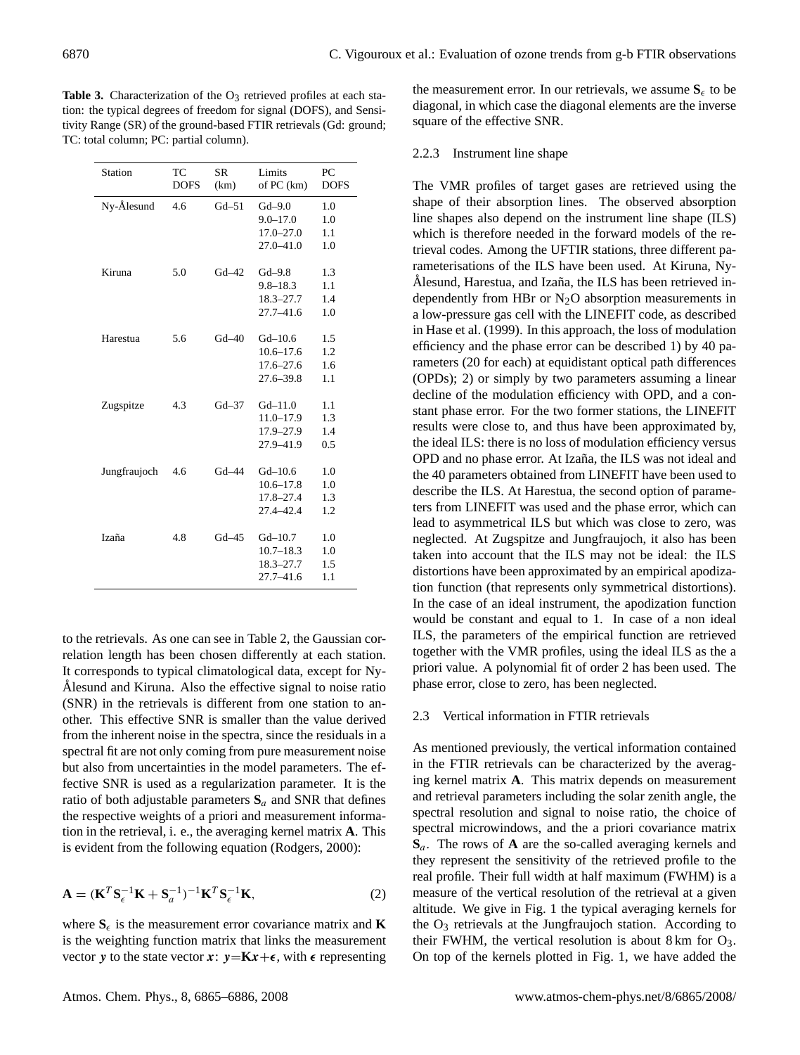**Table 3.** Characterization of the $O_3$ retrieved profiles at each station: the typical degrees of freedom for signal (DOFS), and Sensitivity Range (SR) of the ground-based FTIR retrievals (Gd: ground; TC: total column; PC: partial column).

| Station | TC DOFS | SR (km) | Limits of PC (km) | PC DOFS |
|---|---|---|---|---|
| Ny-Ålesund | 4.6 | Gd–51 | Gd–9.0 | 1.0 |
| | | | 9.0–17.0 | 1.0 |
| | | | 17.0–27.0 | 1.1 |
| | | | 27.0–41.0 | 1.0 |
| Kiruna | 5.0 | Gd–42 | Gd–9.8 | 1.3 |
| | | | 9.8–18.3 | 1.1 |
| | | | 18.3–27.7 | 1.4 |
| | | | 27.7–41.6 | 1.0 |
| Harestua | 5.6 | Gd–40 | Gd–10.6 | 1.5 |
| | | | 10.6–17.6 | 1.2 |
| | | | 17.6–27.6 | 1.6 |
| | | | 27.6–39.8 | 1.1 |
| Zugspitze | 4.3 | Gd–37 | Gd–11.0 | 1.1 |
| | | | 11.0–17.9 | 1.3 |
| | | | 17.9–27.9 | 1.4 |
| | | | 27.9–41.9 | 0.5 |
| Jungfraujoch | 4.6 | Gd–44 | Gd–10.6 | 1.0 |
| | | | 10.6–17.8 | 1.0 |
| | | | 17.8–27.4 | 1.3 |
| | | | 27.4–42.4 | 1.2 |
| Izaña | 4.8 | Gd–45 | Gd–10.7 | 1.0 |
| | | | 10.7–18.3 | 1.0 |
| | | | 18.3–27.7 | 1.5 |
| | | | 27.7–41.6 | 1.1 |

to the retrievals. As one can see in Table 2, the Gaussian correlation length has been chosen differently at each station. It corresponds to typical climatological data, except for Ny-Ålesund and Kiruna. Also the effective signal to noise ratio (SNR) in the retrievals is different from one station to another. This effective SNR is smaller than the value derived from the inherent noise in the spectra, since the residuals in a spectral fit are not only coming from pure measurement noise but also from uncertainties in the model parameters. The effective SNR is used as a regularization parameter. It is the ratio of both adjustable parameters $\mathbf{S}_a$ and SNR that defines the respective weights of a priori and measurement information in the retrieval, i. e., the averaging kernel matrix $\mathbf{A}$. This is evident from the following equation (Rodgers, 2000):

$$\mathbf{A} = (\mathbf{K}^T \mathbf{S}_\epsilon^{-1} \mathbf{K} + \mathbf{S}_a^{-1})^{-1} \mathbf{K}^T \mathbf{S}_\epsilon^{-1} \mathbf{K}, \tag{2}$$

where $\mathbf{S}_\epsilon$ is the measurement error covariance matrix and $\mathbf{K}$ is the weighting function matrix that links the measurement vector $\boldsymbol{y}$ to the state vector $\boldsymbol{x}$: $\boldsymbol{y}=\mathbf{K}\boldsymbol{x}+\boldsymbol{\epsilon}$, with $\boldsymbol{\epsilon}$ representing the measurement error. In our retrievals, we assume $\mathbf{S}_\epsilon$ to be diagonal, in which case the diagonal elements are the inverse square of the effective SNR.

### 2.2.3 Instrument line shape

The VMR profiles of target gases are retrieved using the shape of their absorption lines. The observed absorption line shapes also depend on the instrument line shape (ILS) which is therefore needed in the forward models of the retrieval codes. Among the UFTIR stations, three different parameterisations of the ILS have been used. At Kiruna, Ny-Ålesund, Harestua, and Izaña, the ILS has been retrieved independently from HBr or $N_2O$ absorption measurements in a low-pressure gas cell with the LINEFIT code, as described in Hase et al. (1999). In this approach, the loss of modulation efficiency and the phase error can be described 1) by 40 parameters (20 for each) at equidistant optical path differences (OPDs); 2) or simply by two parameters assuming a linear decline of the modulation efficiency with OPD, and a constant phase error. For the two former stations, the LINEFIT results were close to, and thus have been approximated by, the ideal ILS: there is no loss of modulation efficiency versus OPD and no phase error. At Izaña, the ILS was not ideal and the 40 parameters obtained from LINEFIT have been used to describe the ILS. At Harestua, the second option of parameters from LINEFIT was used and the phase error, which can lead to asymmetrical ILS but which was close to zero, was neglected. At Zugspitze and Jungfraujoch, it also has been taken into account that the ILS may not be ideal: the ILS distortions have been approximated by an empirical apodization function (that represents only symmetrical distortions). In the case of an ideal instrument, the apodization function would be constant and equal to 1. In case of a non ideal ILS, the parameters of the empirical function are retrieved together with the VMR profiles, using the ideal ILS as the a priori value. A polynomial fit of order 2 has been used. The phase error, close to zero, has been neglected.

## 2.3 Vertical information in FTIR retrievals

As mentioned previously, the vertical information contained in the FTIR retrievals can be characterized by the averaging kernel matrix $\mathbf{A}$. This matrix depends on measurement and retrieval parameters including the solar zenith angle, the spectral resolution and signal to noise ratio, the choice of spectral microwindows, and the a priori covariance matrix $\mathbf{S}_a$. The rows of $\mathbf{A}$ are the so-called averaging kernels and they represent the sensitivity of the retrieved profile to the real profile. Their full width at half maximum (FWHM) is a measure of the vertical resolution of the retrieval at a given altitude. We give in Fig. 1 the typical averaging kernels for the $O_3$ retrievals at the Jungfraujoch station. According to their FWHM, the vertical resolution is about 8 km for $O_3$. On top of the kernels plotted in Fig. 1, we have added the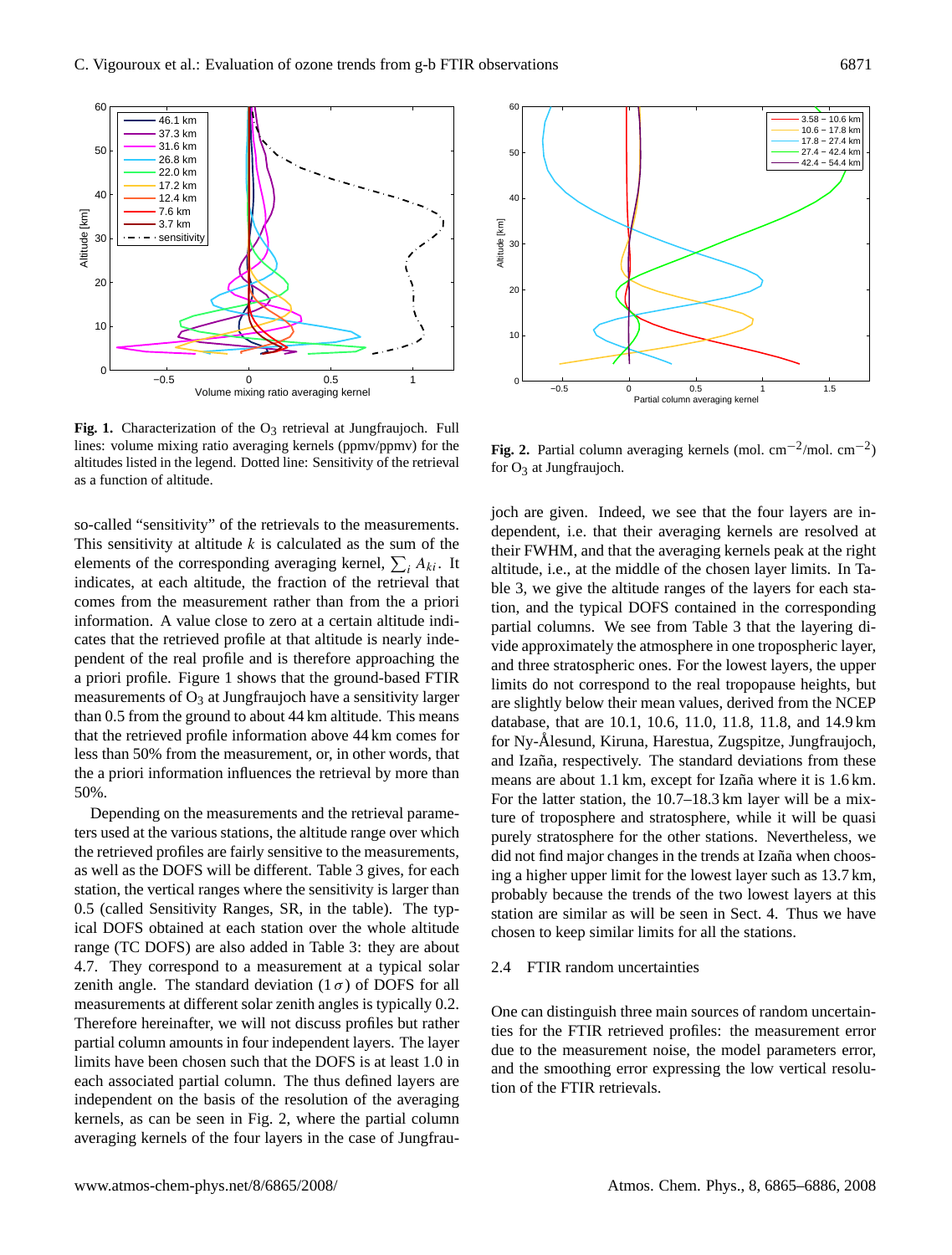**Fig. 1.** Characterization of the $O_3$ retrieval at Jungfraujoch. Full lines: volume mixing ratio averaging kernels (ppmv/ppmv) for the altitudes listed in the legend. Dotted line: Sensitivity of the retrieval as a function of altitude.

**Fig. 2.** Partial column averaging kernels (mol. cm$^{-2}$/mol. cm$^{-2}$) for $O_3$ at Jungfraujoch.

so-called "sensitivity" of the retrievals to the measurements. This sensitivity at altitude $k$ is calculated as the sum of the elements of the corresponding averaging kernel, $\sum_i A_{ki}$. It indicates, at each altitude, the fraction of the retrieval that comes from the measurement rather than from the a priori information. A value close to zero at a certain altitude indicates that the retrieved profile at that altitude is nearly independent of the real profile and is therefore approaching the a priori profile. Figure 1 shows that the ground-based FTIR measurements of $O_3$ at Jungfraujoch have a sensitivity larger than 0.5 from the ground to about 44 km altitude. This means that the retrieved profile information above 44 km comes for less than 50% from the measurement, or, in other words, that the a priori information influences the retrieval by more than 50%.

Depending on the measurements and the retrieval parameters used at the various stations, the altitude range over which the retrieved profiles are fairly sensitive to the measurements, as well as the DOFS will be different. Table 3 gives, for each station, the vertical ranges where the sensitivity is larger than 0.5 (called Sensitivity Ranges, SR, in the table). The typical DOFS obtained at each station over the whole altitude range (TC DOFS) are also added in Table 3: they are about 4.7. They correspond to a measurement at a typical solar zenith angle. The standard deviation ($1\sigma$) of DOFS for all measurements at different solar zenith angles is typically 0.2. Therefore hereinafter, we will not discuss profiles but rather partial column amounts in four independent layers. The layer limits have been chosen such that the DOFS is at least 1.0 in each associated partial column. The thus defined layers are independent on the basis of the resolution of the averaging kernels, as can be seen in Fig. 2, where the partial column averaging kernels of the four layers in the case of Jungfraujoch are given. Indeed, we see that the four layers are independent, i.e. that their averaging kernels are resolved at their FWHM, and that the averaging kernels peak at the right altitude, i.e., at the middle of the chosen layer limits. In Table 3, we give the altitude ranges of the layers for each station, and the typical DOFS contained in the corresponding partial columns. We see from Table 3 that the layering divide approximately the atmosphere in one tropospheric layer, and three stratospheric ones. For the lowest layers, the upper limits do not correspond to the real tropopause heights, but are slightly below their mean values, derived from the NCEP database, that are 10.1, 10.6, 11.0, 11.8, 11.8, and 14.9 km for Ny-Ålesund, Kiruna, Harestua, Zugspitze, Jungfraujoch, and Izaña, respectively. The standard deviations from these means are about 1.1 km, except for Izaña where it is 1.6 km. For the latter station, the 10.7–18.3 km layer will be a mixture of troposphere and stratosphere, while it will be quasi purely stratosphere for the other stations. Nevertheless, we did not find major changes in the trends at Izaña when choosing a higher upper limit for the lowest layer such as 13.7 km, probably because the trends of the two lowest layers at this station are similar as will be seen in Sect. 4. Thus we have chosen to keep similar limits for all the stations.

### 2.4 FTIR random uncertainties

One can distinguish three main sources of random uncertainties for the FTIR retrieved profiles: the measurement error due to the measurement noise, the model parameters error, and the smoothing error expressing the low vertical resolution of the FTIR retrievals.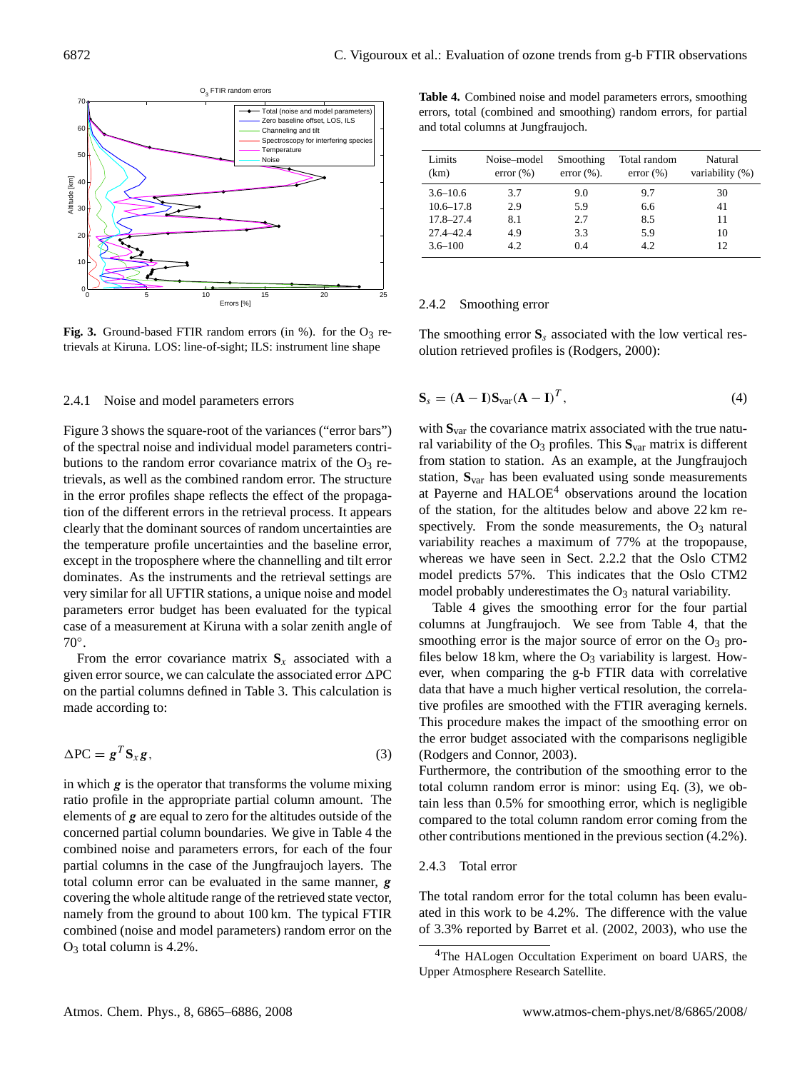Fig. 3. Ground-based FTIR random errors (in %). for the $O_3$ retrievals at Kiruna. LOS: line-of-sight; ILS: instrument line shape

#### 2.4.1 Noise and model parameters errors

Figure 3 shows the square-root of the variances ("error bars") of the spectral noise and individual model parameters contributions to the random error covariance matrix of the $O_3$ retrievals, as well as the combined random error. The structure in the error profiles shape reflects the effect of the propagation of the different errors in the retrieval process. It appears clearly that the dominant sources of random uncertainties are the temperature profile uncertainties and the baseline error, except in the troposphere where the channelling and tilt error dominates. As the instruments and the retrieval settings are very similar for all UFTIR stations, a unique noise and model parameters error budget has been evaluated for the typical case of a measurement at Kiruna with a solar zenith angle of 70°.

From the error covariance matrix $\mathbf{S}_x$ associated with a given error source, we can calculate the associated error $\Delta$PC on the partial columns defined in Table 3. This calculation is made according to:

$$\Delta \mathrm{PC} = \boldsymbol{g}^T \mathbf{S}_x \boldsymbol{g}, \tag{3}$$

in which $\boldsymbol{g}$ is the operator that transforms the volume mixing ratio profile in the appropriate partial column amount. The elements of $\boldsymbol{g}$ are equal to zero for the altitudes outside of the concerned partial column boundaries. We give in Table 4 the combined noise and parameters errors, for each of the four partial columns in the case of the Jungfraujoch layers. The total column error can be evaluated in the same manner, $\boldsymbol{g}$ covering the whole altitude range of the retrieved state vector, namely from the ground to about 100 km. The typical FTIR combined (noise and model parameters) random error on the $O_3$ total column is 4.2%.

**Table 4.** Combined noise and model parameters errors, smoothing errors, total (combined and smoothing) random errors, for partial and total columns at Jungfraujoch.

| Limits (km) | Noise–model error (%) | Smoothing error (%). | Total random error (%) | Natural variability (%) |
|---|---|---|---|---|
| 3.6–10.6 | 3.7 | 9.0 | 9.7 | 30 |
| 10.6–17.8 | 2.9 | 5.9 | 6.6 | 41 |
| 17.8–27.4 | 8.1 | 2.7 | 8.5 | 11 |
| 27.4–42.4 | 4.9 | 3.3 | 5.9 | 10 |
| 3.6–100 | 4.2 | 0.4 | 4.2 | 12 |

#### 2.4.2 Smoothing error

The smoothing error $\mathbf{S}_s$ associated with the low vertical resolution retrieved profiles is (Rodgers, 2000):

$$\mathbf{S}_s = (\mathbf{A} - \mathbf{I})\mathbf{S}_{\mathrm{var}}(\mathbf{A} - \mathbf{I})^T, \tag{4}$$

with $\mathbf{S}_{\mathrm{var}}$ the covariance matrix associated with the true natural variability of the $O_3$ profiles. This $\mathbf{S}_{\mathrm{var}}$ matrix is different from station to station. As an example, at the Jungfraujoch station, $\mathbf{S}_{\mathrm{var}}$ has been evaluated using sonde measurements at Payerne and HALOE[4] observations around the location of the station, for the altitudes below and above 22 km respectively. From the sonde measurements, the $O_3$ natural variability reaches a maximum of 77% at the tropopause, whereas we have seen in Sect. 2.2.2 that the Oslo CTM2 model predicts 57%. This indicates that the Oslo CTM2 model probably underestimates the $O_3$ natural variability.

Table 4 gives the smoothing error for the four partial columns at Jungfraujoch. We see from Table 4, that the smoothing error is the major source of error on the $O_3$ profiles below 18 km, where the $O_3$ variability is largest. However, when comparing the g-b FTIR data with correlative data that have a much higher vertical resolution, the correlative profiles are smoothed with the FTIR averaging kernels. This procedure makes the impact of the smoothing error on the error budget associated with the comparisons negligible (Rodgers and Connor, 2003).

Furthermore, the contribution of the smoothing error to the total column random error is minor: using Eq. (3), we obtain less than 0.5% for smoothing error, which is negligible compared to the total column random error coming from the other contributions mentioned in the previous section (4.2%).

#### 2.4.3 Total error

The total random error for the total column has been evaluated in this work to be 4.2%. The difference with the value of 3.3% reported by Barret et al. (2002, 2003), who use the

[4] The HALogen Occultation Experiment on board UARS, the Upper Atmosphere Research Satellite.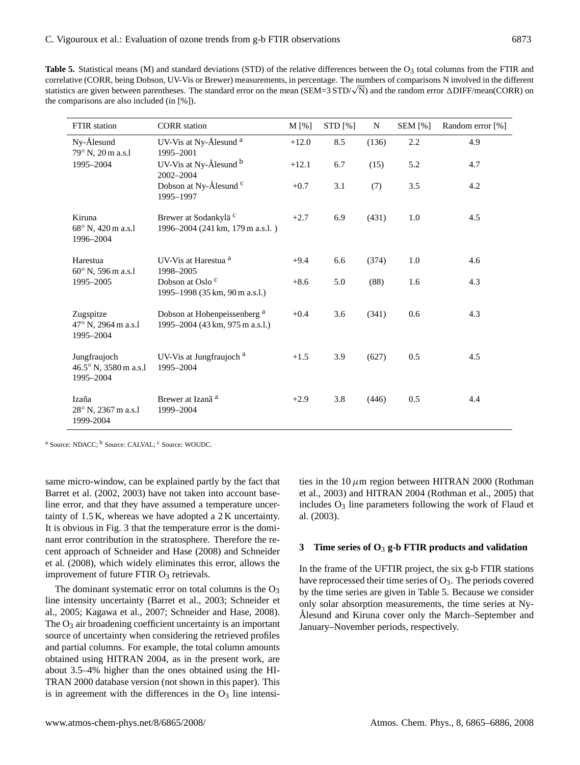**Table 5.** Statistical means (M) and standard deviations (STD) of the relative differences between the $O_3$ total columns from the FTIR and correlative (CORR, being Dobson, UV-Vis or Brewer) measurements, in percentage. The numbers of comparisons N involved in the different statistics are given between parentheses. The standard error on the mean (SEM=3 STD/$\sqrt{N}$) and the random error ΔDIFF/mean(CORR) on the comparisons are also included (in [%]).

| FTIR station | CORR station | M [%] | STD [%] | N | SEM [%] | Random error [%] |
|---|---|---|---|---|---|---|
| Ny-Ålesund<br>79° N, 20 m a.s.l<br>1995–2004 | UV-Vis at Ny-Ålesund [a]<br>1995–2001 | +12.0 | 8.5 | (136) | 2.2 | 4.9 |
| | UV-Vis at Ny-Ålesund [b]<br>2002–2004 | +12.1 | 6.7 | (15) | 5.2 | 4.7 |
| | Dobson at Ny-Ålesund [c]<br>1995–1997 | +0.7 | 3.1 | (7) | 3.5 | 4.2 |
| Kiruna<br>68° N, 420 m a.s.l<br>1996–2004 | Brewer at Sodankylä [c]<br>1996–2004 (241 km, 179 m a.s.l. ) | +2.7 | 6.9 | (431) | 1.0 | 4.5 |
| Harestua<br>60° N, 596 m a.s.l<br>1995–2005 | UV-Vis at Harestua [a]<br>1998–2005 | +9.4 | 6.6 | (374) | 1.0 | 4.6 |
| | Dobson at Oslo [c]<br>1995–1998 (35 km, 90 m a.s.l.) | +8.6 | 5.0 | (88) | 1.6 | 4.3 |
| Zugspitze<br>47° N, 2964 m a.s.l<br>1995–2004 | Dobson at Hohenpeissenberg [a]<br>1995–2004 (43 km, 975 m a.s.l.) | +0.4 | 3.6 | (341) | 0.6 | 4.3 |
| Jungfraujoch<br>46.5° N, 3580 m a.s.l<br>1995–2004 | UV-Vis at Jungfraujoch [a]<br>1995–2004 | +1.5 | 3.9 | (627) | 0.5 | 4.5 |
| Izaña<br>28° N, 2367 m a.s.l<br>1999-2004 | Brewer at Izanã [a]<br>1999–2004 | +2.9 | 3.8 | (446) | 0.5 | 4.4 |

[a] Source: NDACC; [b] Source: CALVAL; [c] Source: WOUDC.

same micro-window, can be explained partly by the fact that Barret et al. (2002, 2003) have not taken into account baseline error, and that they have assumed a temperature uncertainty of 1.5 K, whereas we have adopted a 2 K uncertainty. It is obvious in Fig. 3 that the temperature error is the dominant error contribution in the stratosphere. Therefore the recent approach of Schneider and Hase (2008) and Schneider et al. (2008), which widely eliminates this error, allows the improvement of future FTIR $O_3$ retrievals.

The dominant systematic error on total columns is the $O_3$ line intensity uncertainty (Barret et al., 2003; Schneider et al., 2005; Kagawa et al., 2007; Schneider and Hase, 2008). The $O_3$ air broadening coefficient uncertainty is an important source of uncertainty when considering the retrieved profiles and partial columns. For example, the total column amounts obtained using HITRAN 2004, as in the present work, are about 3.5–4% higher than the ones obtained using the HITRAN 2000 database version (not shown in this paper). This is in agreement with the differences in the $O_3$ line intensities in the 10 $\mu$m region between HITRAN 2000 (Rothman et al., 2003) and HITRAN 2004 (Rothman et al., 2005) that includes $O_3$ line parameters following the work of Flaud et al. (2003).

## 3 Time series of $O_3$ g-b FTIR products and validation

In the frame of the UFTIR project, the six g-b FTIR stations have reprocessed their time series of $O_3$. The periods covered by the time series are given in Table 5. Because we consider only solar absorption measurements, the time series at Ny-Ålesund and Kiruna cover only the March–September and January–November periods, respectively.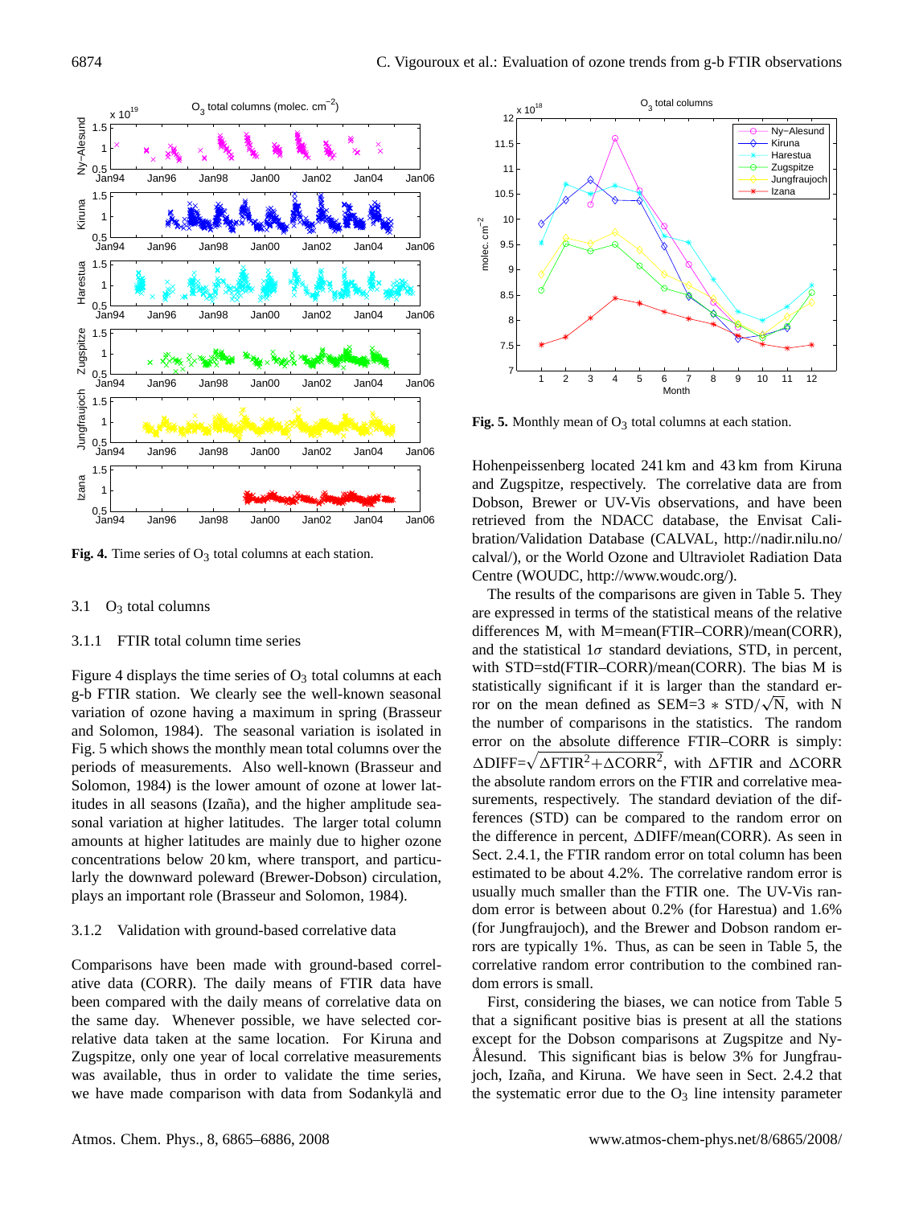**Fig. 4.** Time series of $O_3$ total columns at each station.

**Fig. 5.** Monthly mean of $O_3$ total columns at each station.

### 3.1 $O_3$ total columns

#### 3.1.1 FTIR total column time series

Figure 4 displays the time series of $O_3$ total columns at each g-b FTIR station. We clearly see the well-known seasonal variation of ozone having a maximum in spring (Brasseur and Solomon, 1984). The seasonal variation is isolated in Fig. 5 which shows the monthly mean total columns over the periods of measurements. Also well-known (Brasseur and Solomon, 1984) is the lower amount of ozone at lower latitudes in all seasons (Izaña), and the higher amplitude seasonal variation at higher latitudes. The larger total column amounts at higher latitudes are mainly due to higher ozone concentrations below 20 km, where transport, and particularly the downward poleward (Brewer-Dobson) circulation, plays an important role (Brasseur and Solomon, 1984).

#### 3.1.2 Validation with ground-based correlative data

Comparisons have been made with ground-based correlative data (CORR). The daily means of FTIR data have been compared with the daily means of correlative data on the same day. Whenever possible, we have selected correlative data taken at the same location. For Kiruna and Zugspitze, only one year of local correlative measurements was available, thus in order to validate the time series, we have made comparison with data from Sodankylä and Hohenpeissenberg located 241 km and 43 km from Kiruna and Zugspitze, respectively. The correlative data are from Dobson, Brewer or UV-Vis observations, and have been retrieved from the NDACC database, the Envisat Calibration/Validation Database (CALVAL, http://nadir.nilu.no/calval/), or the World Ozone and Ultraviolet Radiation Data Centre (WOUDC, http://www.woudc.org/).

The results of the comparisons are given in Table 5. They are expressed in terms of the statistical means of the relative differences M, with M=mean(FTIR–CORR)/mean(CORR), and the statistical $1\sigma$ standard deviations, STD, in percent, with STD=std(FTIR–CORR)/mean(CORR). The bias M is statistically significant if it is larger than the standard error on the mean defined as $\mathrm{SEM}=3 * \mathrm{STD}/\sqrt{\mathrm{N}}$, with N the number of comparisons in the statistics. The random error on the absolute difference FTIR–CORR is simply: $\Delta\mathrm{DIFF}=\sqrt{\Delta\mathrm{FTIR}^2+\Delta\mathrm{CORR}^2}$, with $\Delta$FTIR and $\Delta$CORR the absolute random errors on the FTIR and correlative measurements, respectively. The standard deviation of the differences (STD) can be compared to the random error on the difference in percent, $\Delta$DIFF/mean(CORR). As seen in Sect. 2.4.1, the FTIR random error on total column has been estimated to be about 4.2%. The correlative random error is usually much smaller than the FTIR one. The UV-Vis random error is between about 0.2% (for Harestua) and 1.6% (for Jungfraujoch), and the Brewer and Dobson random errors are typically 1%. Thus, as can be seen in Table 5, the correlative random error contribution to the combined random errors is small.

First, considering the biases, we can notice from Table 5 that a significant positive bias is present at all the stations except for the Dobson comparisons at Zugspitze and Ny-Ålesund. This significant bias is below 3% for Jungfraujoch, Izaña, and Kiruna. We have seen in Sect. 2.4.2 that the systematic error due to the $O_3$ line intensity parameter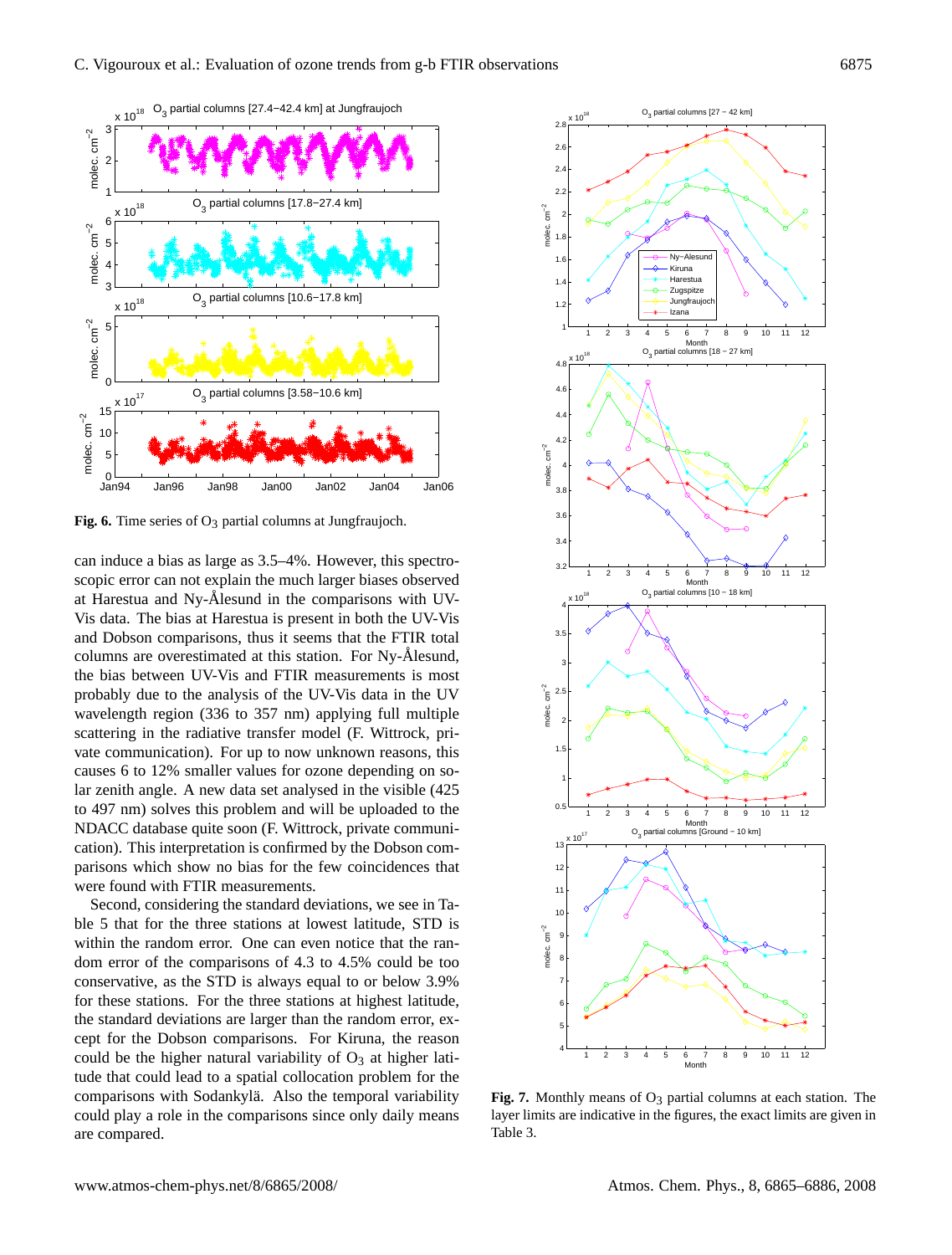**Fig. 6.** Time series of $O_3$ partial columns at Jungfraujoch.

can induce a bias as large as 3.5–4%. However, this spectroscopic error can not explain the much larger biases observed at Harestua and Ny-Ålesund in the comparisons with UV-Vis data. The bias at Harestua is present in both the UV-Vis and Dobson comparisons, thus it seems that the FTIR total columns are overestimated at this station. For Ny-Ålesund, the bias between UV-Vis and FTIR measurements is most probably due to the analysis of the UV-Vis data in the UV wavelength region (336 to 357 nm) applying full multiple scattering in the radiative transfer model (F. Wittrock, private communication). For up to now unknown reasons, this causes 6 to 12% smaller values for ozone depending on solar zenith angle. A new data set analysed in the visible (425 to 497 nm) solves this problem and will be uploaded to the NDACC database quite soon (F. Wittrock, private communication). This interpretation is confirmed by the Dobson comparisons which show no bias for the few coincidences that were found with FTIR measurements.

Second, considering the standard deviations, we see in Table 5 that for the three stations at lowest latitude, STD is within the random error. One can even notice that the random error of the comparisons of 4.3 to 4.5% could be too conservative, as the STD is always equal to or below 3.9% for these stations. For the three stations at highest latitude, the standard deviations are larger than the random error, except for the Dobson comparisons. For Kiruna, the reason could be the higher natural variability of $O_3$ at higher latitude that could lead to a spatial collocation problem for the comparisons with Sodankylä. Also the temporal variability could play a role in the comparisons since only daily means are compared.

**Fig. 7.** Monthly means of $O_3$ partial columns at each station. The layer limits are indicative in the figures, the exact limits are given in Table 3.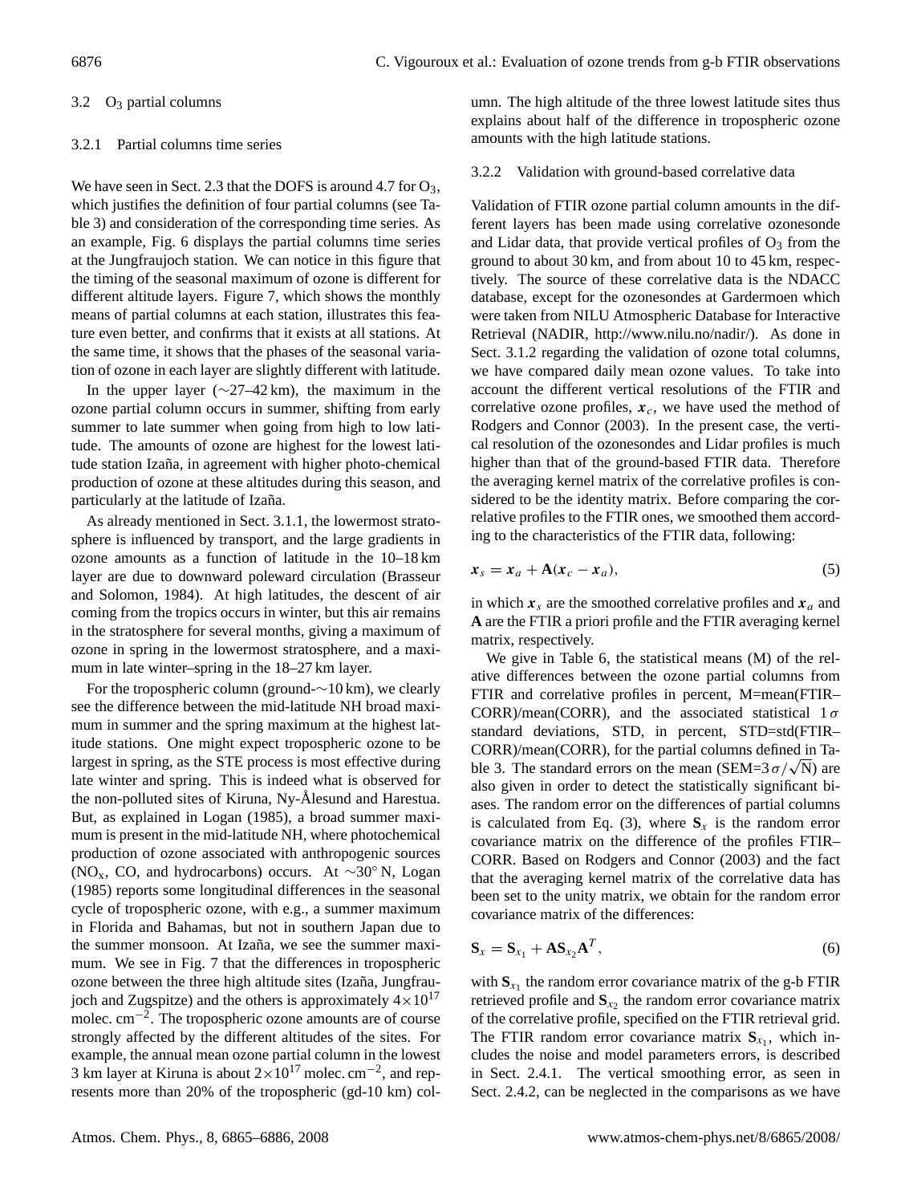### 3.2 $O_3$ partial columns

#### 3.2.1 Partial columns time series

We have seen in Sect. 2.3 that the DOFS is around 4.7 for $O_3$, which justifies the definition of four partial columns (see Table 3) and consideration of the corresponding time series. As an example, Fig. 6 displays the partial columns time series at the Jungfraujoch station. We can notice in this figure that the timing of the seasonal maximum of ozone is different for different altitude layers. Figure 7, which shows the monthly means of partial columns at each station, illustrates this feature even better, and confirms that it exists at all stations. At the same time, it shows that the phases of the seasonal variation of ozone in each layer are slightly different with latitude.

In the upper layer (∼27–42 km), the maximum in the ozone partial column occurs in summer, shifting from early summer to late summer when going from high to low latitude. The amounts of ozone are highest for the lowest latitude station Izaña, in agreement with higher photo-chemical production of ozone at these altitudes during this season, and particularly at the latitude of Izaña.

As already mentioned in Sect. 3.1.1, the lowermost stratosphere is influenced by transport, and the large gradients in ozone amounts as a function of latitude in the 10–18 km layer are due to downward poleward circulation (Brasseur and Solomon, 1984). At high latitudes, the descent of air coming from the tropics occurs in winter, but this air remains in the stratosphere for several months, giving a maximum of ozone in spring in the lowermost stratosphere, and a maximum in late winter–spring in the 18–27 km layer.

For the tropospheric column (ground-∼10 km), we clearly see the difference between the mid-latitude NH broad maximum in summer and the spring maximum at the highest latitude stations. One might expect tropospheric ozone to be largest in spring, as the STE process is most effective during late winter and spring. This is indeed what is observed for the non-polluted sites of Kiruna, Ny-Ålesund and Harestua. But, as explained in Logan (1985), a broad summer maximum is present in the mid-latitude NH, where photochemical production of ozone associated with anthropogenic sources ($NO_x$, CO, and hydrocarbons) occurs. At ∼30° N, Logan (1985) reports some longitudinal differences in the seasonal cycle of tropospheric ozone, with e.g., a summer maximum in Florida and Bahamas, but not in southern Japan due to the summer monsoon. At Izaña, we see the summer maximum. We see in Fig. 7 that the differences in tropospheric ozone between the three high altitude sites (Izaña, Jungfraujoch and Zugspitze) and the others is approximately $4\times10^{17}$ molec. cm$^{-2}$. The tropospheric ozone amounts are of course strongly affected by the different altitudes of the sites. For example, the annual mean ozone partial column in the lowest 3 km layer at Kiruna is about $2\times10^{17}$ molec. cm$^{-2}$, and represents more than 20% of the tropospheric (gd-10 km) column. The high altitude of the three lowest latitude sites thus explains about half of the difference in tropospheric ozone amounts with the high latitude stations.

#### 3.2.2 Validation with ground-based correlative data

Validation of FTIR ozone partial column amounts in the different layers has been made using correlative ozonesonde and Lidar data, that provide vertical profiles of $O_3$ from the ground to about 30 km, and from about 10 to 45 km, respectively. The source of these correlative data is the NDACC database, except for the ozonesondes at Gardermoen which were taken from NILU Atmospheric Database for Interactive Retrieval (NADIR, http://www.nilu.no/nadir/). As done in Sect. 3.1.2 regarding the validation of ozone total columns, we have compared daily mean ozone values. To take into account the different vertical resolutions of the FTIR and correlative ozone profiles, $\boldsymbol{x}_c$, we have used the method of Rodgers and Connor (2003). In the present case, the vertical resolution of the ozonesondes and Lidar profiles is much higher than that of the ground-based FTIR data. Therefore the averaging kernel matrix of the correlative profiles is considered to be the identity matrix. Before comparing the correlative profiles to the FTIR ones, we smoothed them according to the characteristics of the FTIR data, following:

$$\boldsymbol{x}_s = \boldsymbol{x}_a + \mathbf{A}(\boldsymbol{x}_c - \boldsymbol{x}_a), \tag{5}$$

in which $\boldsymbol{x}_s$ are the smoothed correlative profiles and $\boldsymbol{x}_a$ and $\mathbf{A}$ are the FTIR a priori profile and the FTIR averaging kernel matrix, respectively.

We give in Table 6, the statistical means (M) of the relative differences between the ozone partial columns from FTIR and correlative profiles in percent, M=mean(FTIR–CORR)/mean(CORR), and the associated statistical $1\sigma$ standard deviations, STD, in percent, STD=std(FTIR–CORR)/mean(CORR), for the partial columns defined in Table 3. The standard errors on the mean (SEM=$3\sigma/\sqrt{\mathrm{N}}$) are also given in order to detect the statistically significant biases. The random error on the differences of partial columns is calculated from Eq. (3), where $\mathbf{S}_x$ is the random error covariance matrix on the difference of the profiles FTIR–CORR. Based on Rodgers and Connor (2003) and the fact that the averaging kernel matrix of the correlative data has been set to the unity matrix, we obtain for the random error covariance matrix of the differences:

$$\mathbf{S}_x = \mathbf{S}_{x_1} + \mathbf{A}\mathbf{S}_{x_2}\mathbf{A}^T, \tag{6}$$

with $\mathbf{S}_{x_1}$ the random error covariance matrix of the g-b FTIR retrieved profile and $\mathbf{S}_{x_2}$ the random error covariance matrix of the correlative profile, specified on the FTIR retrieval grid. The FTIR random error covariance matrix $\mathbf{S}_{x_1}$, which includes the noise and model parameters errors, is described in Sect. 2.4.1. The vertical smoothing error, as seen in Sect. 2.4.2, can be neglected in the comparisons as we have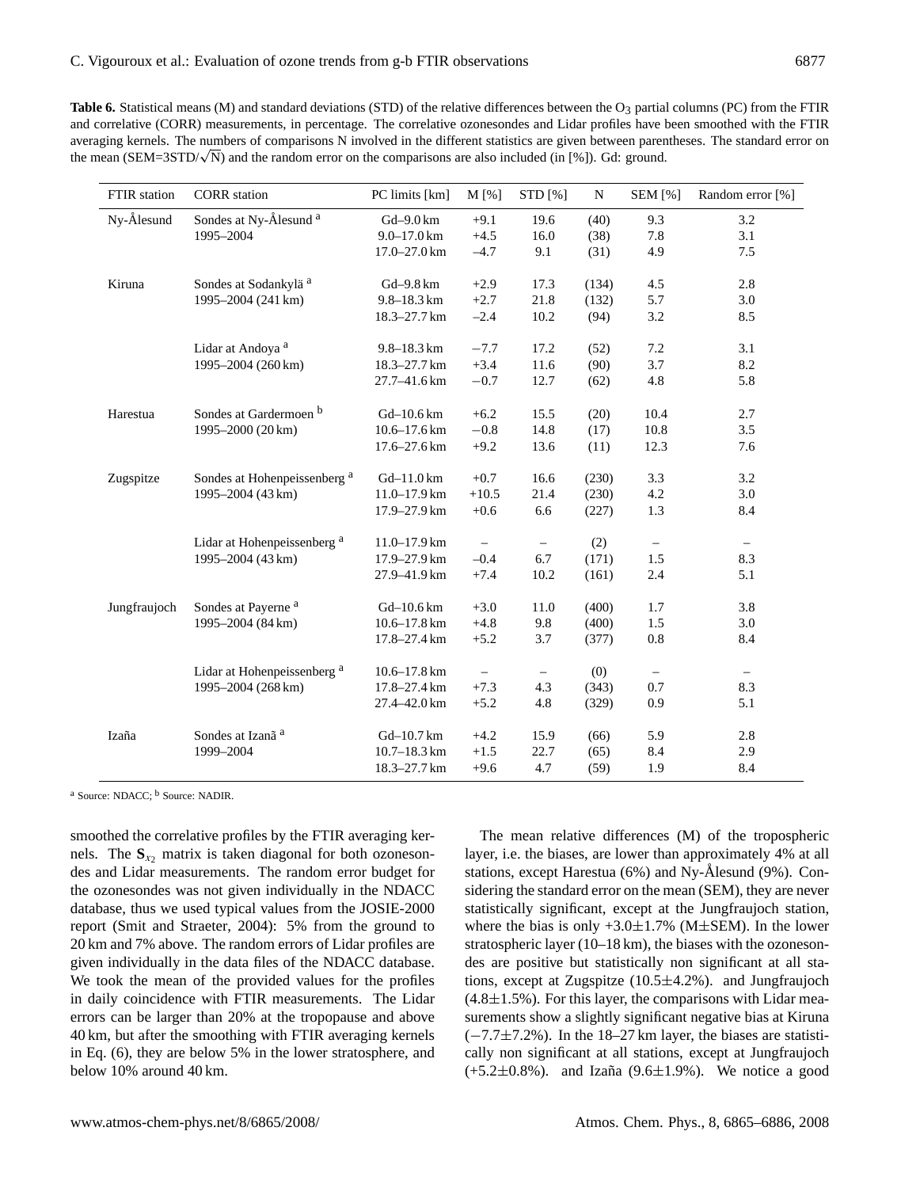**Table 6.** Statistical means (M) and standard deviations (STD) of the relative differences between the $O_3$ partial columns (PC) from the FTIR and correlative (CORR) measurements, in percentage. The correlative ozonesondes and Lidar profiles have been smoothed with the FTIR averaging kernels. The numbers of comparisons N involved in the different statistics are given between parentheses. The standard error on the mean (SEM=3STD/$\sqrt{\mathrm{N}}$) and the random error on the comparisons are also included (in [%]). Gd: ground.

| FTIR station | CORR station | PC limits [km] | M [%] | STD [%] | N | SEM [%] | Random error [%] |
|---|---|---|---|---|---|---|---|
| Ny-Ålesund | Sondes at Ny-Ålesund [a] | Gd–9.0 km | +9.1 | 19.6 | (40) | 9.3 | 3.2 |
| | 1995–2004 | 9.0–17.0 km | +4.5 | 16.0 | (38) | 7.8 | 3.1 |
| | | 17.0–27.0 km | –4.7 | 9.1 | (31) | 4.9 | 7.5 |
| Kiruna | Sondes at Sodankylä [a] | Gd–9.8 km | +2.9 | 17.3 | (134) | 4.5 | 2.8 |
| | 1995–2004 (241 km) | 9.8–18.3 km | +2.7 | 21.8 | (132) | 5.7 | 3.0 |
| | | 18.3–27.7 km | –2.4 | 10.2 | (94) | 3.2 | 8.5 |
| | Lidar at Andoya [a] | 9.8–18.3 km | −7.7 | 17.2 | (52) | 7.2 | 3.1 |
| | 1995–2004 (260 km) | 18.3–27.7 km | +3.4 | 11.6 | (90) | 3.7 | 8.2 |
| | | 27.7–41.6 km | −0.7 | 12.7 | (62) | 4.8 | 5.8 |
| Harestua | Sondes at Gardermoen [b] | Gd–10.6 km | +6.2 | 15.5 | (20) | 10.4 | 2.7 |
| | 1995–2000 (20 km) | 10.6–17.6 km | −0.8 | 14.8 | (17) | 10.8 | 3.5 |
| | | 17.6–27.6 km | +9.2 | 13.6 | (11) | 12.3 | 7.6 |
| Zugspitze | Sondes at Hohenpeissenberg [a] | Gd–11.0 km | +0.7 | 16.6 | (230) | 3.3 | 3.2 |
| | 1995–2004 (43 km) | 11.0–17.9 km | +10.5 | 21.4 | (230) | 4.2 | 3.0 |
| | | 17.9–27.9 km | +0.6 | 6.6 | (227) | 1.3 | 8.4 |
| | Lidar at Hohenpeissenberg [a] | 11.0–17.9 km | – | – | (2) | – | – |
| | 1995–2004 (43 km) | 17.9–27.9 km | –0.4 | 6.7 | (171) | 1.5 | 8.3 |
| | | 27.9–41.9 km | +7.4 | 10.2 | (161) | 2.4 | 5.1 |
| Jungfraujoch | Sondes at Payerne [a] | Gd–10.6 km | +3.0 | 11.0 | (400) | 1.7 | 3.8 |
| | 1995–2004 (84 km) | 10.6–17.8 km | +4.8 | 9.8 | (400) | 1.5 | 3.0 |
| | | 17.8–27.4 km | +5.2 | 3.7 | (377) | 0.8 | 8.4 |
| | Lidar at Hohenpeissenberg [a] | 10.6–17.8 km | – | – | (0) | – | – |
| | 1995–2004 (268 km) | 17.8–27.4 km | +7.3 | 4.3 | (343) | 0.7 | 8.3 |
| | | 27.4–42.0 km | +5.2 | 4.8 | (329) | 0.9 | 5.1 |
| Izaña | Sondes at Izanã [a] | Gd–10.7 km | +4.2 | 15.9 | (66) | 5.9 | 2.8 |
| | 1999–2004 | 10.7–18.3 km | +1.5 | 22.7 | (65) | 8.4 | 2.9 |
| | | 18.3–27.7 km | +9.6 | 4.7 | (59) | 1.9 | 8.4 |

[a] Source: NDACC; [b] Source: NADIR.

smoothed the correlative profiles by the FTIR averaging kernels. The $\mathbf{S}_{x_2}$ matrix is taken diagonal for both ozonesondes and Lidar measurements. The random error budget for the ozonesondes was not given individually in the NDACC database, thus we used typical values from the JOSIE-2000 report (Smit and Straeter, 2004): 5% from the ground to 20 km and 7% above. The random errors of Lidar profiles are given individually in the data files of the NDACC database. We took the mean of the provided values for the profiles in daily coincidence with FTIR measurements. The Lidar errors can be larger than 20% at the tropopause and above 40 km, but after the smoothing with FTIR averaging kernels in Eq. (6), they are below 5% in the lower stratosphere, and below 10% around 40 km.

The mean relative differences (M) of the tropospheric layer, i.e. the biases, are lower than approximately 4% at all stations, except Harestua (6%) and Ny-Ålesund (9%). Considering the standard error on the mean (SEM), they are never statistically significant, except at the Jungfraujoch station, where the bias is only +3.0±1.7% (M±SEM). In the lower stratospheric layer (10–18 km), the biases with the ozonesondes are positive but statistically non significant at all stations, except at Zugspitze (10.5±4.2%). and Jungfraujoch (4.8±1.5%). For this layer, the comparisons with Lidar measurements show a slightly significant negative bias at Kiruna (−7.7±7.2%). In the 18–27 km layer, the biases are statistically non significant at all stations, except at Jungfraujoch (+5.2±0.8%). and Izaña (9.6±1.9%). We notice a good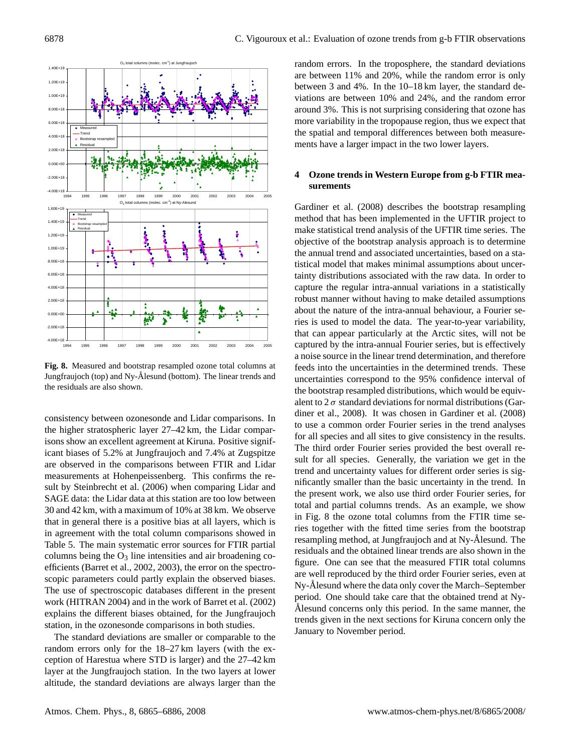Fig. 8. Measured and bootstrap resampled ozone total columns at Jungfraujoch (top) and Ny-Ålesund (bottom). The linear trends and the residuals are also shown.

consistency between ozonesonde and Lidar comparisons. In the higher stratospheric layer 27–42 km, the Lidar comparisons show an excellent agreement at Kiruna. Positive significant biases of 5.2% at Jungfraujoch and 7.4% at Zugspitze are observed in the comparisons between FTIR and Lidar measurements at Hohenpeissenberg. This confirms the result by Steinbrecht et al. (2006) when comparing Lidar and SAGE data: the Lidar data at this station are too low between 30 and 42 km, with a maximum of 10% at 38 km. We observe that in general there is a positive bias at all layers, which is in agreement with the total column comparisons showed in Table 5. The main systematic error sources for FTIR partial columns being the $O_3$ line intensities and air broadening coefficients (Barret et al., 2002, 2003), the error on the spectroscopic parameters could partly explain the observed biases. The use of spectroscopic databases different in the present work (HITRAN 2004) and in the work of Barret et al. (2002) explains the different biases obtained, for the Jungfraujoch station, in the ozonesonde comparisons in both studies.

The standard deviations are smaller or comparable to the random errors only for the 18–27 km layers (with the exception of Harestua where STD is larger) and the 27–42 km layer at the Jungfraujoch station. In the two layers at lower altitude, the standard deviations are always larger than the random errors. In the troposphere, the standard deviations are between 11% and 20%, while the random error is only between 3 and 4%. In the 10–18 km layer, the standard deviations are between 10% and 24%, and the random error around 3%. This is not surprising considering that ozone has more variability in the tropopause region, thus we expect that the spatial and temporal differences between both measurements have a larger impact in the two lower layers.

## 4 Ozone trends in Western Europe from g-b FTIR measurements

Gardiner et al. (2008) describes the bootstrap resampling method that has been implemented in the UFTIR project to make statistical trend analysis of the UFTIR time series. The objective of the bootstrap analysis approach is to determine the annual trend and associated uncertainties, based on a statistical model that makes minimal assumptions about uncertainty distributions associated with the raw data. In order to capture the regular intra-annual variations in a statistically robust manner without having to make detailed assumptions about the nature of the intra-annual behaviour, a Fourier series is used to model the data. The year-to-year variability, that can appear particularly at the Arctic sites, will not be captured by the intra-annual Fourier series, but is effectively a noise source in the linear trend determination, and therefore feeds into the uncertainties in the determined trends. These uncertainties correspond to the 95% confidence interval of the bootstrap resampled distributions, which would be equivalent to $2\,\sigma$ standard deviations for normal distributions (Gardiner et al., 2008). It was chosen in Gardiner et al. (2008) to use a common order Fourier series in the trend analyses for all species and all sites to give consistency in the results. The third order Fourier series provided the best overall result for all species. Generally, the variation we get in the trend and uncertainty values for different order series is significantly smaller than the basic uncertainty in the trend. In the present work, we also use third order Fourier series, for total and partial columns trends. As an example, we show in Fig. 8 the ozone total columns from the FTIR time series together with the fitted time series from the bootstrap resampling method, at Jungfraujoch and at Ny-Ålesund. The residuals and the obtained linear trends are also shown in the figure. One can see that the measured FTIR total columns are well reproduced by the third order Fourier series, even at Ny-Ålesund where the data only cover the March–September period. One should take care that the obtained trend at Ny-Ålesund concerns only this period. In the same manner, the trends given in the next sections for Kiruna concern only the January to November period.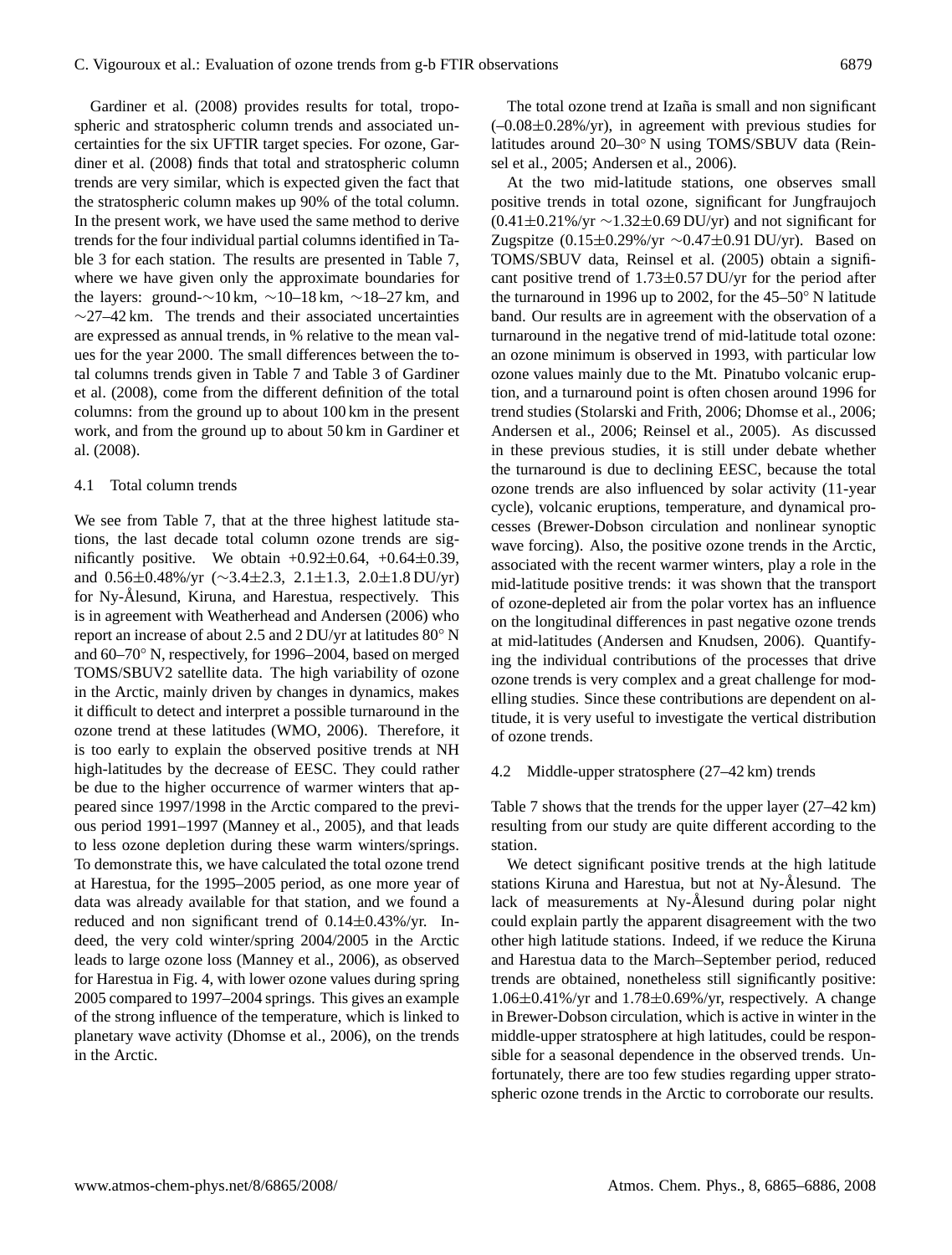Gardiner et al. (2008) provides results for total, tropospheric and stratospheric column trends and associated uncertainties for the six UFTIR target species. For ozone, Gardiner et al. (2008) finds that total and stratospheric column trends are very similar, which is expected given the fact that the stratospheric column makes up 90% of the total column. In the present work, we have used the same method to derive trends for the four individual partial columns identified in Table 3 for each station. The results are presented in Table 7, where we have given only the approximate boundaries for the layers: ground-∼10 km, ∼10–18 km, ∼18–27 km, and ∼27–42 km. The trends and their associated uncertainties are expressed as annual trends, in % relative to the mean values for the year 2000. The small differences between the total columns trends given in Table 7 and Table 3 of Gardiner et al. (2008), come from the different definition of the total columns: from the ground up to about 100 km in the present work, and from the ground up to about 50 km in Gardiner et al. (2008).

### 4.1 Total column trends

We see from Table 7, that at the three highest latitude stations, the last decade total column ozone trends are significantly positive. We obtain +0.92±0.64, +0.64±0.39, and 0.56±0.48%/yr (∼3.4±2.3, 2.1±1.3, 2.0±1.8 DU/yr) for Ny-Ålesund, Kiruna, and Harestua, respectively. This is in agreement with Weatherhead and Andersen (2006) who report an increase of about 2.5 and 2 DU/yr at latitudes 80° N and 60–70° N, respectively, for 1996–2004, based on merged TOMS/SBUV2 satellite data. The high variability of ozone in the Arctic, mainly driven by changes in dynamics, makes it difficult to detect and interpret a possible turnaround in the ozone trend at these latitudes (WMO, 2006). Therefore, it is too early to explain the observed positive trends at NH high-latitudes by the decrease of EESC. They could rather be due to the higher occurrence of warmer winters that appeared since 1997/1998 in the Arctic compared to the previous period 1991–1997 (Manney et al., 2005), and that leads to less ozone depletion during these warm winters/springs. To demonstrate this, we have calculated the total ozone trend at Harestua, for the 1995–2005 period, as one more year of data was already available for that station, and we found a reduced and non significant trend of 0.14±0.43%/yr. Indeed, the very cold winter/spring 2004/2005 in the Arctic leads to large ozone loss (Manney et al., 2006), as observed for Harestua in Fig. 4, with lower ozone values during spring 2005 compared to 1997–2004 springs. This gives an example of the strong influence of the temperature, which is linked to planetary wave activity (Dhomse et al., 2006), on the trends in the Arctic.

The total ozone trend at Izaña is small and non significant (–0.08±0.28%/yr), in agreement with previous studies for latitudes around 20–30° N using TOMS/SBUV data (Reinsel et al., 2005; Andersen et al., 2006).

At the two mid-latitude stations, one observes small positive trends in total ozone, significant for Jungfraujoch (0.41±0.21%/yr ∼1.32±0.69 DU/yr) and not significant for Zugspitze (0.15±0.29%/yr ∼0.47±0.91 DU/yr). Based on TOMS/SBUV data, Reinsel et al. (2005) obtain a significant positive trend of 1.73±0.57 DU/yr for the period after the turnaround in 1996 up to 2002, for the 45–50° N latitude band. Our results are in agreement with the observation of a turnaround in the negative trend of mid-latitude total ozone: an ozone minimum is observed in 1993, with particular low ozone values mainly due to the Mt. Pinatubo volcanic eruption, and a turnaround point is often chosen around 1996 for trend studies (Stolarski and Frith, 2006; Dhomse et al., 2006; Andersen et al., 2006; Reinsel et al., 2005). As discussed in these previous studies, it is still under debate whether the turnaround is due to declining EESC, because the total ozone trends are also influenced by solar activity (11-year cycle), volcanic eruptions, temperature, and dynamical processes (Brewer-Dobson circulation and nonlinear synoptic wave forcing). Also, the positive ozone trends in the Arctic, associated with the recent warmer winters, play a role in the mid-latitude positive trends: it was shown that the transport of ozone-depleted air from the polar vortex has an influence on the longitudinal differences in past negative ozone trends at mid-latitudes (Andersen and Knudsen, 2006). Quantifying the individual contributions of the processes that drive ozone trends is very complex and a great challenge for modelling studies. Since these contributions are dependent on altitude, it is very useful to investigate the vertical distribution of ozone trends.

### 4.2 Middle-upper stratosphere (27–42 km) trends

Table 7 shows that the trends for the upper layer (27–42 km) resulting from our study are quite different according to the station.

We detect significant positive trends at the high latitude stations Kiruna and Harestua, but not at Ny-Ålesund. The lack of measurements at Ny-Ålesund during polar night could explain partly the apparent disagreement with the two other high latitude stations. Indeed, if we reduce the Kiruna and Harestua data to the March–September period, reduced trends are obtained, nonetheless still significantly positive: 1.06±0.41%/yr and 1.78±0.69%/yr, respectively. A change in Brewer-Dobson circulation, which is active in winter in the middle-upper stratosphere at high latitudes, could be responsible for a seasonal dependence in the observed trends. Unfortunately, there are too few studies regarding upper stratospheric ozone trends in the Arctic to corroborate our results.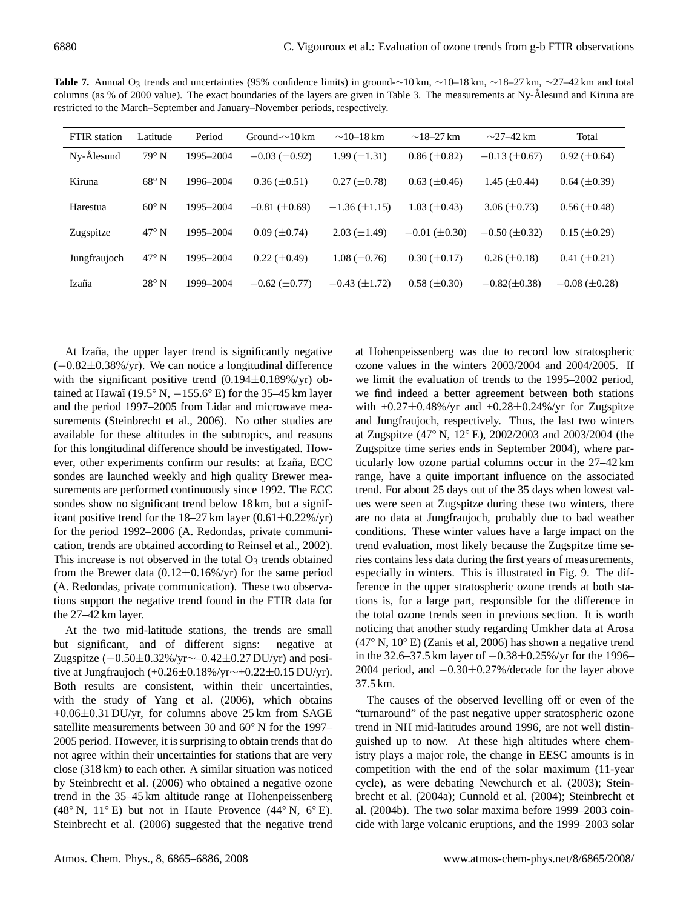**Table 7.** Annual $O_3$ trends and uncertainties (95% confidence limits) in ground-∼10 km, ∼10–18 km, ∼18–27 km, ∼27–42 km and total columns (as % of 2000 value). The exact boundaries of the layers are given in Table 3. The measurements at Ny-Ålesund and Kiruna are restricted to the March–September and January–November periods, respectively.

| FTIR station | Latitude | Period | Ground-∼10 km | ∼10–18 km | ∼18–27 km | ∼27–42 km | Total |
|---|---|---|---|---|---|---|---|
| Ny-Ålesund | 79° N | 1995–2004 | −0.03 (±0.92) | 1.99 (±1.31) | 0.86 (±0.82) | −0.13 (±0.67) | 0.92 (±0.64) |
| Kiruna | 68° N | 1996–2004 | 0.36 (±0.51) | 0.27 (±0.78) | 0.63 (±0.46) | 1.45 (±0.44) | 0.64 (±0.39) |
| Harestua | 60° N | 1995–2004 | –0.81 (±0.69) | −1.36 (±1.15) | 1.03 (±0.43) | 3.06 (±0.73) | 0.56 (±0.48) |
| Zugspitze | 47° N | 1995–2004 | 0.09 (±0.74) | 2.03 (±1.49) | −0.01 (±0.30) | −0.50 (±0.32) | 0.15 (±0.29) |
| Jungfraujoch | 47° N | 1995–2004 | 0.22 (±0.49) | 1.08 (±0.76) | 0.30 (±0.17) | 0.26 (±0.18) | 0.41 (±0.21) |
| Izaña | 28° N | 1999–2004 | −0.62 (±0.77) | −0.43 (±1.72) | 0.58 (±0.30) | −0.82(±0.38) | −0.08 (±0.28) |

At Izaña, the upper layer trend is significantly negative (−0.82±0.38%/yr). We can notice a longitudinal difference with the significant positive trend (0.194±0.189%/yr) obtained at Hawaï (19.5° N, −155.6° E) for the 35–45 km layer and the period 1997–2005 from Lidar and microwave measurements (Steinbrecht et al., 2006). No other studies are available for these altitudes in the subtropics, and reasons for this longitudinal difference should be investigated. However, other experiments confirm our results: at Izaña, ECC sondes are launched weekly and high quality Brewer measurements are performed continuously since 1992. The ECC sondes show no significant trend below 18 km, but a significant positive trend for the 18–27 km layer (0.61±0.22%/yr) for the period 1992–2006 (A. Redondas, private communication, trends are obtained according to Reinsel et al., 2002). This increase is not observed in the total $O_3$ trends obtained from the Brewer data (0.12±0.16%/yr) for the same period (A. Redondas, private communication). These two observations support the negative trend found in the FTIR data for the 27–42 km layer.

At the two mid-latitude stations, the trends are small but significant, and of different signs: negative at Zugspitze (−0.50±0.32%/yr∼–0.42±0.27 DU/yr) and positive at Jungfraujoch (+0.26±0.18%/yr∼+0.22±0.15 DU/yr). Both results are consistent, within their uncertainties, with the study of Yang et al. (2006), which obtains +0.06±0.31 DU/yr, for columns above 25 km from SAGE satellite measurements between 30 and 60° N for the 1997–2005 period. However, it is surprising to obtain trends that do not agree within their uncertainties for stations that are very close (318 km) to each other. A similar situation was noticed by Steinbrecht et al. (2006) who obtained a negative ozone trend in the 35–45 km altitude range at Hohenpeissenberg (48° N, 11° E) but not in Haute Provence (44° N, 6° E). Steinbrecht et al. (2006) suggested that the negative trend at Hohenpeissenberg was due to record low stratospheric ozone values in the winters 2003/2004 and 2004/2005. If we limit the evaluation of trends to the 1995–2002 period, we find indeed a better agreement between both stations with +0.27±0.48%/yr and +0.28±0.24%/yr for Zugspitze and Jungfraujoch, respectively. Thus, the last two winters at Zugspitze (47° N, 12° E), 2002/2003 and 2003/2004 (the Zugspitze time series ends in September 2004), where particularly low ozone partial columns occur in the 27–42 km range, have a quite important influence on the associated trend. For about 25 days out of the 35 days when lowest values were seen at Zugspitze during these two winters, there are no data at Jungfraujoch, probably due to bad weather conditions. These winter values have a large impact on the trend evaluation, most likely because the Zugspitze time series contains less data during the first years of measurements, especially in winters. This is illustrated in Fig. 9. The difference in the upper stratospheric ozone trends at both stations is, for a large part, responsible for the difference in the total ozone trends seen in previous section. It is worth noticing that another study regarding Umkher data at Arosa (47° N, 10° E) (Zanis et al, 2006) has shown a negative trend in the 32.6–37.5 km layer of −0.38±0.25%/yr for the 1996–2004 period, and −0.30±0.27%/decade for the layer above 37.5 km.

The causes of the observed levelling off or even of the "turnaround" of the past negative upper stratospheric ozone trend in NH mid-latitudes around 1996, are not well distinguished up to now. At these high altitudes where chemistry plays a major role, the change in EESC amounts is in competition with the end of the solar maximum (11-year cycle), as were debating Newchurch et al. (2003); Steinbrecht et al. (2004a); Cunnold et al. (2004); Steinbrecht et al. (2004b). The two solar maxima before 1999–2003 coincide with large volcanic eruptions, and the 1999–2003 solar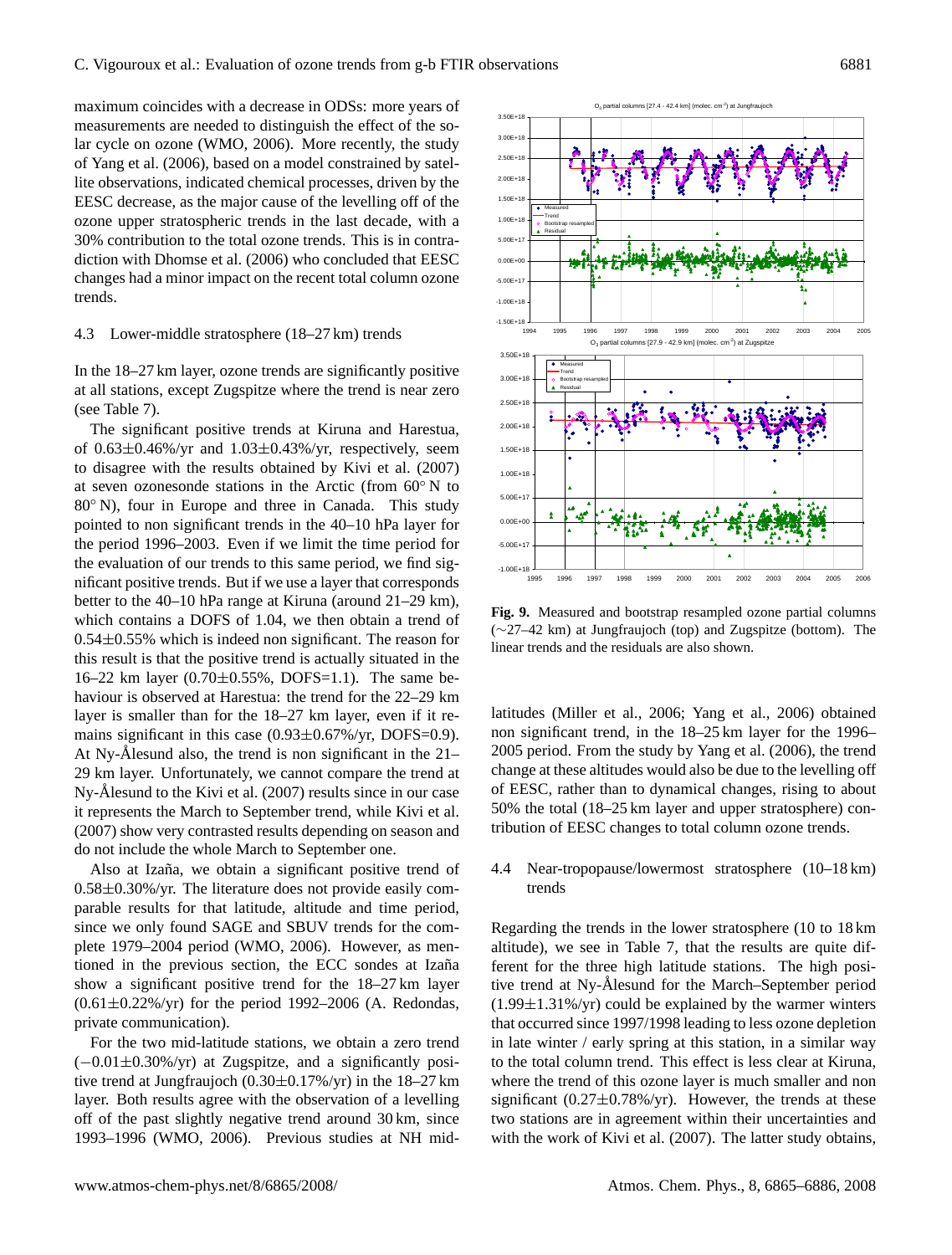maximum coincides with a decrease in ODSs: more years of measurements are needed to distinguish the effect of the solar cycle on ozone (WMO, 2006). More recently, the study of Yang et al. (2006), based on a model constrained by satellite observations, indicated chemical processes, driven by the EESC decrease, as the major cause of the levelling off of the ozone upper stratospheric trends in the last decade, with a 30% contribution to the total ozone trends. This is in contradiction with Dhomse et al. (2006) who concluded that EESC changes had a minor impact on the recent total column ozone trends.

### 4.3 Lower-middle stratosphere (18–27 km) trends

In the 18–27 km layer, ozone trends are significantly positive at all stations, except Zugspitze where the trend is near zero (see Table 7).

The significant positive trends at Kiruna and Harestua, of 0.63±0.46%/yr and 1.03±0.43%/yr, respectively, seem to disagree with the results obtained by Kivi et al. (2007) at seven ozonesonde stations in the Arctic (from 60° N to 80° N), four in Europe and three in Canada. This study pointed to non significant trends in the 40–10 hPa layer for the period 1996–2003. Even if we limit the time period for the evaluation of our trends to this same period, we find significant positive trends. But if we use a layer that corresponds better to the 40–10 hPa range at Kiruna (around 21–29 km), which contains a DOFS of 1.04, we then obtain a trend of 0.54±0.55% which is indeed non significant. The reason for this result is that the positive trend is actually situated in the 16–22 km layer (0.70±0.55%, DOFS=1.1). The same behaviour is observed at Harestua: the trend for the 22–29 km layer is smaller than for the 18–27 km layer, even if it remains significant in this case (0.93±0.67%/yr, DOFS=0.9). At Ny-Ålesund also, the trend is non significant in the 21–29 km layer. Unfortunately, we cannot compare the trend at Ny-Ålesund to the Kivi et al. (2007) results since in our case it represents the March to September trend, while Kivi et al. (2007) show very contrasted results depending on season and do not include the whole March to September one.

Also at Izaña, we obtain a significant positive trend of 0.58±0.30%/yr. The literature does not provide easily comparable results for that latitude, altitude and time period, since we only found SAGE and SBUV trends for the complete 1979–2004 period (WMO, 2006). However, as mentioned in the previous section, the ECC sondes at Izaña show a significant positive trend for the 18–27 km layer (0.61±0.22%/yr) for the period 1992–2006 (A. Redondas, private communication).

For the two mid-latitude stations, we obtain a zero trend (−0.01±0.30%/yr) at Zugspitze, and a significantly positive trend at Jungfraujoch (0.30±0.17%/yr) in the 18–27 km layer. Both results agree with the observation of a levelling off of the past slightly negative trend around 30 km, since 1993–1996 (WMO, 2006). Previous studies at NH mid-latitudes (Miller et al., 2006; Yang et al., 2006) obtained non significant trend, in the 18–25 km layer for the 1996–2005 period. From the study by Yang et al. (2006), the trend change at these altitudes would also be due to the levelling off of EESC, rather than to dynamical changes, rising to about 50% the total (18–25 km layer and upper stratosphere) contribution of EESC changes to total column ozone trends.

**Fig. 9.** Measured and bootstrap resampled ozone partial columns (∼27–42 km) at Jungfraujoch (top) and Zugspitze (bottom). The linear trends and the residuals are also shown.

### 4.4 Near-tropopause/lowermost stratosphere (10–18 km) trends

Regarding the trends in the lower stratosphere (10 to 18 km altitude), we see in Table 7, that the results are quite different for the three high latitude stations. The high positive trend at Ny-Ålesund for the March–September period (1.99±1.31%/yr) could be explained by the warmer winters that occurred since 1997/1998 leading to less ozone depletion in late winter / early spring at this station, in a similar way to the total column trend. This effect is less clear at Kiruna, where the trend of this ozone layer is much smaller and non significant (0.27±0.78%/yr). However, the trends at these two stations are in agreement within their uncertainties and with the work of Kivi et al. (2007). The latter study obtains,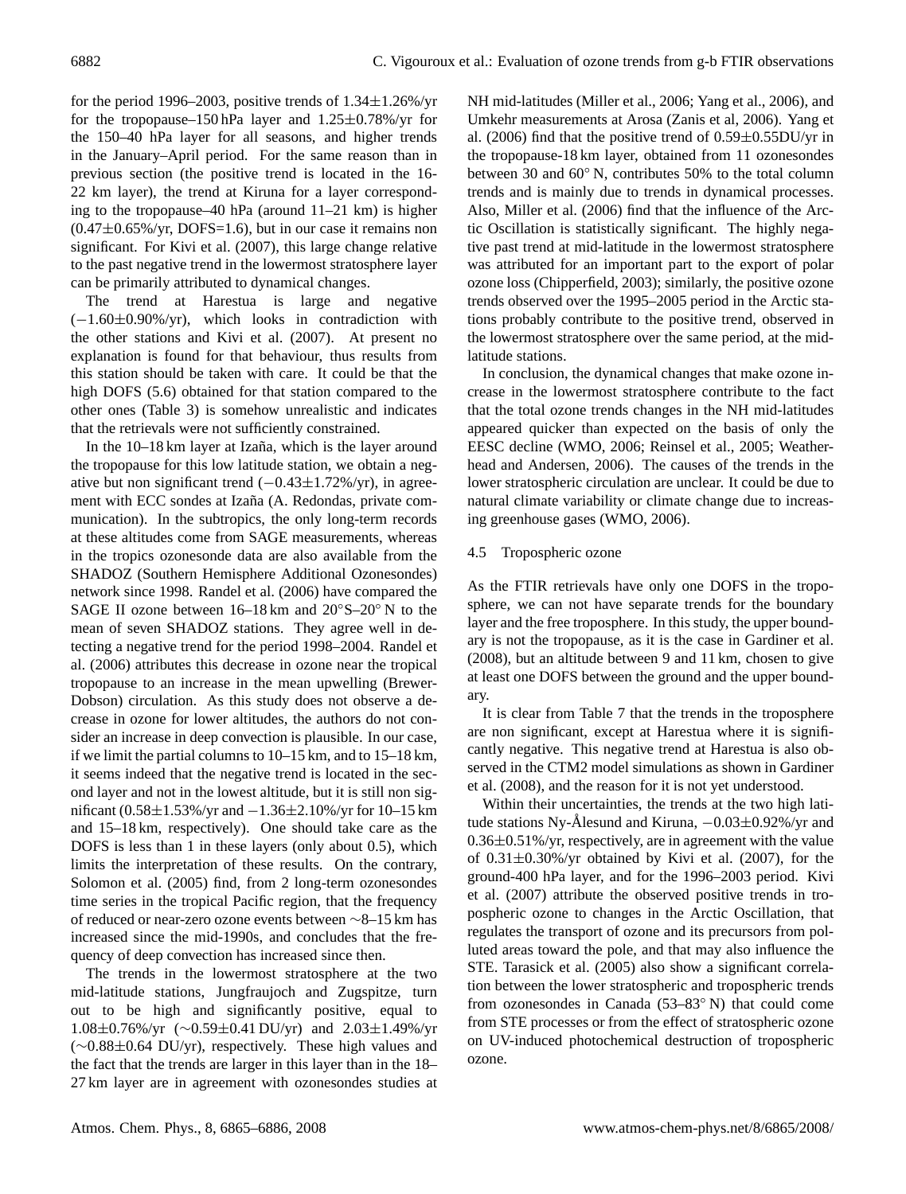for the period 1996–2003, positive trends of 1.34±1.26%/yr for the tropopause–150 hPa layer and 1.25±0.78%/yr for the 150–40 hPa layer for all seasons, and higher trends in the January–April period. For the same reason than in previous section (the positive trend is located in the 16-22 km layer), the trend at Kiruna for a layer corresponding to the tropopause–40 hPa (around 11–21 km) is higher (0.47±0.65%/yr, DOFS=1.6), but in our case it remains non significant. For Kivi et al. (2007), this large change relative to the past negative trend in the lowermost stratosphere layer can be primarily attributed to dynamical changes.

The trend at Harestua is large and negative (−1.60±0.90%/yr), which looks in contradiction with the other stations and Kivi et al. (2007). At present no explanation is found for that behaviour, thus results from this station should be taken with care. It could be that the high DOFS (5.6) obtained for that station compared to the other ones (Table 3) is somehow unrealistic and indicates that the retrievals were not sufficiently constrained.

In the 10–18 km layer at Izaña, which is the layer around the tropopause for this low latitude station, we obtain a negative but non significant trend (−0.43±1.72%/yr), in agreement with ECC sondes at Izaña (A. Redondas, private communication). In the subtropics, the only long-term records at these altitudes come from SAGE measurements, whereas in the tropics ozonesonde data are also available from the SHADOZ (Southern Hemisphere Additional Ozonesondes) network since 1998. Randel et al. (2006) have compared the SAGE II ozone between 16–18 km and 20° S–20° N to the mean of seven SHADOZ stations. They agree well in detecting a negative trend for the period 1998–2004. Randel et al. (2006) attributes this decrease in ozone near the tropical tropopause to an increase in the mean upwelling (Brewer-Dobson) circulation. As this study does not observe a decrease in ozone for lower altitudes, the authors do not consider an increase in deep convection is plausible. In our case, if we limit the partial columns to 10–15 km, and to 15–18 km, it seems indeed that the negative trend is located in the second layer and not in the lowest altitude, but it is still non significant (0.58±1.53%/yr and −1.36±2.10%/yr for 10–15 km and 15–18 km, respectively). One should take care as the DOFS is less than 1 in these layers (only about 0.5), which limits the interpretation of these results. On the contrary, Solomon et al. (2005) find, from 2 long-term ozonesondes time series in the tropical Pacific region, that the frequency of reduced or near-zero ozone events between ∼8–15 km has increased since the mid-1990s, and concludes that the frequency of deep convection has increased since then.

The trends in the lowermost stratosphere at the two mid-latitude stations, Jungfraujoch and Zugspitze, turn out to be high and significantly positive, equal to 1.08±0.76%/yr (∼0.59±0.41 DU/yr) and 2.03±1.49%/yr (∼0.88±0.64 DU/yr), respectively. These high values and the fact that the trends are larger in this layer than in the 18–27 km layer are in agreement with ozonesondes studies at NH mid-latitudes (Miller et al., 2006; Yang et al., 2006), and Umkehr measurements at Arosa (Zanis et al, 2006). Yang et al. (2006) find that the positive trend of 0.59±0.55DU/yr in the tropopause-18 km layer, obtained from 11 ozonesondes between 30 and 60° N, contributes 50% to the total column trends and is mainly due to trends in dynamical processes. Also, Miller et al. (2006) find that the influence of the Arctic Oscillation is statistically significant. The highly negative past trend at mid-latitude in the lowermost stratosphere was attributed for an important part to the export of polar ozone loss (Chipperfield, 2003); similarly, the positive ozone trends observed over the 1995–2005 period in the Arctic stations probably contribute to the positive trend, observed in the lowermost stratosphere over the same period, at the mid-latitude stations.

In conclusion, the dynamical changes that make ozone increase in the lowermost stratosphere contribute to the fact that the total ozone trends changes in the NH mid-latitudes appeared quicker than expected on the basis of only the EESC decline (WMO, 2006; Reinsel et al., 2005; Weatherhead and Andersen, 2006). The causes of the trends in the lower stratospheric circulation are unclear. It could be due to natural climate variability or climate change due to increasing greenhouse gases (WMO, 2006).

### 4.5 Tropospheric ozone

As the FTIR retrievals have only one DOFS in the troposphere, we can not have separate trends for the boundary layer and the free troposphere. In this study, the upper boundary is not the tropopause, as it is the case in Gardiner et al. (2008), but an altitude between 9 and 11 km, chosen to give at least one DOFS between the ground and the upper boundary.

It is clear from Table 7 that the trends in the troposphere are non significant, except at Harestua where it is significantly negative. This negative trend at Harestua is also observed in the CTM2 model simulations as shown in Gardiner et al. (2008), and the reason for it is not yet understood.

Within their uncertainties, the trends at the two high latitude stations Ny-Ålesund and Kiruna, −0.03±0.92%/yr and 0.36±0.51%/yr, respectively, are in agreement with the value of 0.31±0.30%/yr obtained by Kivi et al. (2007), for the ground-400 hPa layer, and for the 1996–2003 period. Kivi et al. (2007) attribute the observed positive trends in tropospheric ozone to changes in the Arctic Oscillation, that regulates the transport of ozone and its precursors from polluted areas toward the pole, and that may also influence the STE. Tarasick et al. (2005) also show a significant correlation between the lower stratospheric and tropospheric trends from ozonesondes in Canada (53–83° N) that could come from STE processes or from the effect of stratospheric ozone on UV-induced photochemical destruction of tropospheric ozone.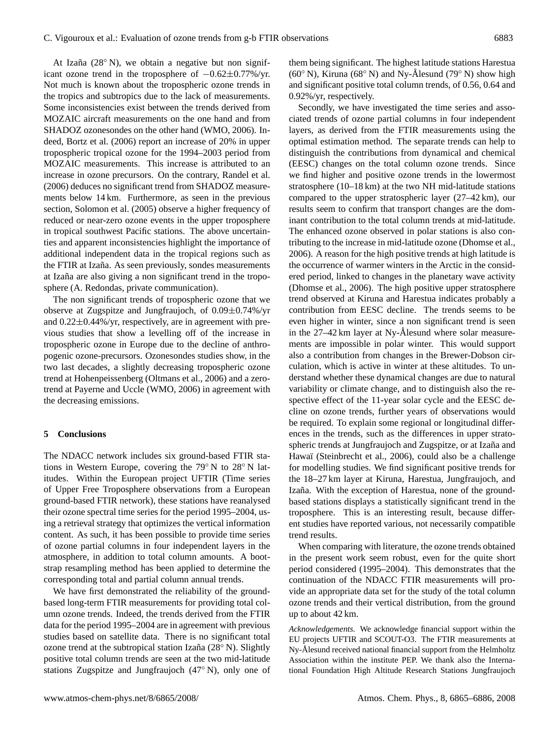At Izaña (28° N), we obtain a negative but non significant ozone trend in the troposphere of $-0.62\pm0.77$%/yr. Not much is known about the tropospheric ozone trends in the tropics and subtropics due to the lack of measurements. Some inconsistencies exist between the trends derived from MOZAIC aircraft measurements on the one hand and from SHADOZ ozonesondes on the other hand (WMO, 2006). Indeed, Bortz et al. (2006) report an increase of 20% in upper tropospheric tropical ozone for the 1994–2003 period from MOZAIC measurements. This increase is attributed to an increase in ozone precursors. On the contrary, Randel et al. (2006) deduces no significant trend from SHADOZ measurements below 14 km. Furthermore, as seen in the previous section, Solomon et al. (2005) observe a higher frequency of reduced or near-zero ozone events in the upper troposphere in tropical southwest Pacific stations. The above uncertainties and apparent inconsistencies highlight the importance of additional independent data in the tropical regions such as the FTIR at Izaña. As seen previously, sondes measurements at Izaña are also giving a non significant trend in the troposphere (A. Redondas, private communication).

The non significant trends of tropospheric ozone that we observe at Zugspitze and Jungfraujoch, of $0.09\pm0.74$%/yr and $0.22\pm0.44$%/yr, respectively, are in agreement with previous studies that show a levelling off of the increase in tropospheric ozone in Europe due to the decline of anthropogenic ozone-precursors. Ozonesondes studies show, in the two last decades, a slightly decreasing tropospheric ozone trend at Hohenpeissenberg (Oltmans et al., 2006) and a zero-trend at Payerne and Uccle (WMO, 2006) in agreement with the decreasing emissions.

## 5 Conclusions

The NDACC network includes six ground-based FTIR stations in Western Europe, covering the 79° N to 28° N latitudes. Within the European project UFTIR (Time series of Upper Free Troposphere observations from a European ground-based FTIR network), these stations have reanalysed their ozone spectral time series for the period 1995–2004, using a retrieval strategy that optimizes the vertical information content. As such, it has been possible to provide time series of ozone partial columns in four independent layers in the atmosphere, in addition to total column amounts. A bootstrap resampling method has been applied to determine the corresponding total and partial column annual trends.

We have first demonstrated the reliability of the ground-based long-term FTIR measurements for providing total column ozone trends. Indeed, the trends derived from the FTIR data for the period 1995–2004 are in agreement with previous studies based on satellite data. There is no significant total ozone trend at the subtropical station Izaña (28° N). Slightly positive total column trends are seen at the two mid-latitude stations Zugspitze and Jungfraujoch (47° N), only one of them being significant. The highest latitude stations Harestua (60° N), Kiruna (68° N) and Ny-Ålesund (79° N) show high and significant positive total column trends, of 0.56, 0.64 and 0.92%/yr, respectively.

Secondly, we have investigated the time series and associated trends of ozone partial columns in four independent layers, as derived from the FTIR measurements using the optimal estimation method. The separate trends can help to distinguish the contributions from dynamical and chemical (EESC) changes on the total column ozone trends. Since we find higher and positive ozone trends in the lowermost stratosphere (10–18 km) at the two NH mid-latitude stations compared to the upper stratospheric layer (27–42 km), our results seem to confirm that transport changes are the dominant contribution to the total column trends at mid-latitude. The enhanced ozone observed in polar stations is also contributing to the increase in mid-latitude ozone (Dhomse et al., 2006). A reason for the high positive trends at high latitude is the occurrence of warmer winters in the Arctic in the considered period, linked to changes in the planetary wave activity (Dhomse et al., 2006). The high positive upper stratosphere trend observed at Kiruna and Harestua indicates probably a contribution from EESC decline. The trends seems to be even higher in winter, since a non significant trend is seen in the 27–42 km layer at Ny-Ålesund where solar measurements are impossible in polar winter. This would support also a contribution from changes in the Brewer-Dobson circulation, which is active in winter at these altitudes. To understand whether these dynamical changes are due to natural variability or climate change, and to distinguish also the respective effect of the 11-year solar cycle and the EESC decline on ozone trends, further years of observations would be required. To explain some regional or longitudinal differences in the trends, such as the differences in upper stratospheric trends at Jungfraujoch and Zugspitze, or at Izaña and Hawaï (Steinbrecht et al., 2006), could also be a challenge for modelling studies. We find significant positive trends for the 18–27 km layer at Kiruna, Harestua, Jungfraujoch, and Izaña. With the exception of Harestua, none of the ground-based stations displays a statistically significant trend in the troposphere. This is an interesting result, because different studies have reported various, not necessarily compatible trend results.

When comparing with literature, the ozone trends obtained in the present work seem robust, even for the quite short period considered (1995–2004). This demonstrates that the continuation of the NDACC FTIR measurements will provide an appropriate data set for the study of the total column ozone trends and their vertical distribution, from the ground up to about 42 km.

*Acknowledgements.* We acknowledge financial support within the EU projects UFTIR and SCOUT-O3. The FTIR measurements at Ny-Ålesund received national financial support from the Helmholtz Association within the institute PEP. We thank also the International Foundation High Altitude Research Stations Jungfraujoch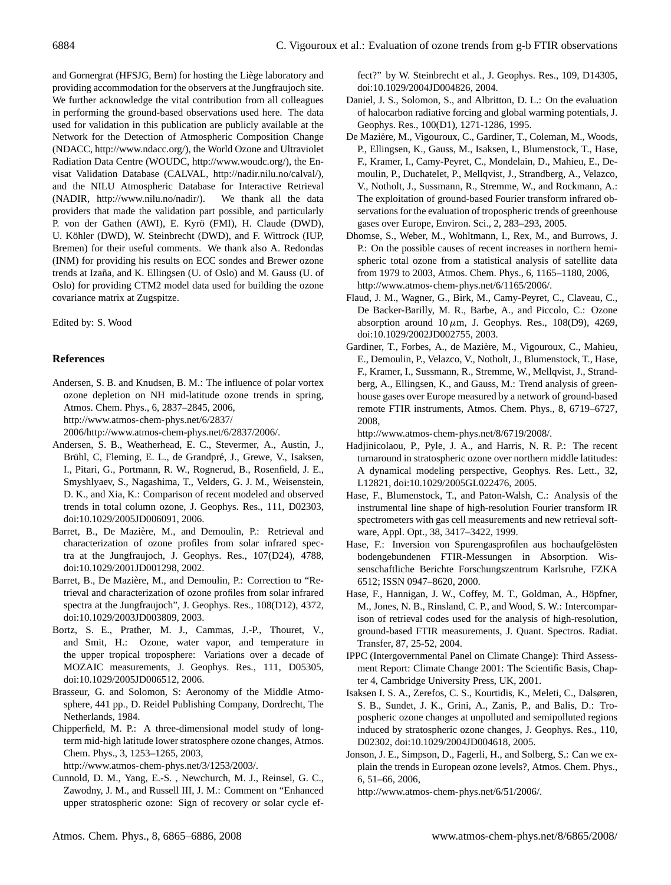and Gornergrat (HFSJG, Bern) for hosting the Liège laboratory and providing accommodation for the observers at the Jungfraujoch site. We further acknowledge the vital contribution from all colleagues in performing the ground-based observations used here. The data used for validation in this publication are publicly available at the Network for the Detection of Atmospheric Composition Change (NDACC, http://www.ndacc.org/), the World Ozone and Ultraviolet Radiation Data Centre (WOUDC, http://www.woudc.org/), the Envisat Validation Database (CALVAL, http://nadir.nilu.no/calval/), and the NILU Atmospheric Database for Interactive Retrieval (NADIR, http://www.nilu.no/nadir/). We thank all the data providers that made the validation part possible, and particularly P. von der Gathen (AWI), E. Kyrö (FMI), H. Claude (DWD), U. Köhler (DWD), W. Steinbrecht (DWD), and F. Wittrock (IUP, Bremen) for their useful comments. We thank also A. Redondas (INM) for providing his results on ECC sondes and Brewer ozone trends at Izaña, and K. Ellingsen (U. of Oslo) and M. Gauss (U. of Oslo) for providing CTM2 model data used for building the ozone covariance matrix at Zugspitze.

Edited by: S. Wood

## References

Andersen, S. B. and Knudsen, B. M.: The influence of polar vortex ozone depletion on NH mid-latitude ozone trends in spring, Atmos. Chem. Phys., 6, 2837–2845, 2006, http://www.atmos-chem-phys.net/6/2837/2006/.

Andersen, S. B., Weatherhead, E. C., Stevermer, A., Austin, J., Brühl, C, Fleming, E. L., de Grandpré, J., Grewe, V., Isaksen, I., Pitari, G., Portmann, R. W., Rognerud, B., Rosenfield, J. E., Smyshlyaev, S., Nagashima, T., Velders, G. J. M., Weisenstein, D. K., and Xia, K.: Comparison of recent modeled and observed trends in total column ozone, J. Geophys. Res., 111, D02303, doi:10.1029/2005JD006091, 2006.

Barret, B., De Mazière, M., and Demoulin, P.: Retrieval and characterization of ozone profiles from solar infrared spectra at the Jungfraujoch, J. Geophys. Res., 107(D24), 4788, doi:10.1029/2001JD001298, 2002.

Barret, B., De Mazière, M., and Demoulin, P.: Correction to "Retrieval and characterization of ozone profiles from solar infrared spectra at the Jungfraujoch", J. Geophys. Res., 108(D12), 4372, doi:10.1029/2003JD003809, 2003.

Bortz, S. E., Prather, M. J., Cammas, J.-P., Thouret, V., and Smit, H.: Ozone, water vapor, and temperature in the upper tropical troposphere: Variations over a decade of MOZAIC measurements, J. Geophys. Res., 111, D05305, doi:10.1029/2005JD006512, 2006.

Brasseur, G. and Solomon, S: Aeronomy of the Middle Atmosphere, 441 pp., D. Reidel Publishing Company, Dordrecht, The Netherlands, 1984.

Chipperfield, M. P.: A three-dimensional model study of long-term mid-high latitude lower stratosphere ozone changes, Atmos. Chem. Phys., 3, 1253–1265, 2003, http://www.atmos-chem-phys.net/3/1253/2003/.

Cunnold, D. M., Yang, E.-S. , Newchurch, M. J., Reinsel, G. C., Zawodny, J. M., and Russell III, J. M.: Comment on "Enhanced upper stratospheric ozone: Sign of recovery or solar cycle effect?" by W. Steinbrecht et al., J. Geophys. Res., 109, D14305, doi:10.1029/2004JD004826, 2004.

Daniel, J. S., Solomon, S., and Albritton, D. L.: On the evaluation of halocarbon radiative forcing and global warming potentials, J. Geophys. Res., 100(D1), 1271-1286, 1995.

De Mazière, M., Vigouroux, C., Gardiner, T., Coleman, M., Woods, P., Ellingsen, K., Gauss, M., Isaksen, I., Blumenstock, T., Hase, F., Kramer, I., Camy-Peyret, C., Mondelain, D., Mahieu, E., Demoulin, P., Duchatelet, P., Mellqvist, J., Strandberg, A., Velazco, V., Notholt, J., Sussmann, R., Stremme, W., and Rockmann, A.: The exploitation of ground-based Fourier transform infrared observations for the evaluation of tropospheric trends of greenhouse gases over Europe, Environ. Sci., 2, 283–293, 2005.

Dhomse, S., Weber, M., Wohltmann, I., Rex, M., and Burrows, J. P.: On the possible causes of recent increases in northern hemispheric total ozone from a statistical analysis of satellite data from 1979 to 2003, Atmos. Chem. Phys., 6, 1165–1180, 2006, http://www.atmos-chem-phys.net/6/1165/2006/.

Flaud, J. M., Wagner, G., Birk, M., Camy-Peyret, C., Claveau, C., De Backer-Barilly, M. R., Barbe, A., and Piccolo, C.: Ozone absorption around 10 $\mu$m, J. Geophys. Res., 108(D9), 4269, doi:10.1029/2002JD002755, 2003.

Gardiner, T., Forbes, A., de Mazière, M., Vigouroux, C., Mahieu, E., Demoulin, P., Velazco, V., Notholt, J., Blumenstock, T., Hase, F., Kramer, I., Sussmann, R., Stremme, W., Mellqvist, J., Strandberg, A., Ellingsen, K., and Gauss, M.: Trend analysis of greenhouse gases over Europe measured by a network of ground-based remote FTIR instruments, Atmos. Chem. Phys., 8, 6719–6727, 2008, http://www.atmos-chem-phys.net/8/6719/2008/.

Hadjinicolaou, P., Pyle, J. A., and Harris, N. R. P.: The recent turnaround in stratospheric ozone over northern middle latitudes: A dynamical modeling perspective, Geophys. Res. Lett., 32, L12821, doi:10.1029/2005GL022476, 2005.

Hase, F., Blumenstock, T., and Paton-Walsh, C.: Analysis of the instrumental line shape of high-resolution Fourier transform IR spectrometers with gas cell measurements and new retrieval software, Appl. Opt., 38, 3417–3422, 1999.

Hase, F.: Inversion von Spurengasprofilen aus hochaufgelösten bodengebundenen FTIR-Messungen in Absorption. Wissenschaftliche Berichte Forschungszentrum Karlsruhe, FZKA 6512; ISSN 0947–8620, 2000.

Hase, F., Hannigan, J. W., Coffey, M. T., Goldman, A., Höpfner, M., Jones, N. B., Rinsland, C. P., and Wood, S. W.: Intercomparison of retrieval codes used for the analysis of high-resolution, ground-based FTIR measurements, J. Quant. Spectros. Radiat. Transfer, 87, 25-52, 2004.

IPPC (Intergovernmental Panel on Climate Change): Third Assessment Report: Climate Change 2001: The Scientific Basis, Chapter 4, Cambridge University Press, UK, 2001.

Isaksen I. S. A., Zerefos, C. S., Kourtidis, K., Meleti, C., Dalsøren, S. B., Sundet, J. K., Grini, A., Zanis, P., and Balis, D.: Tropospheric ozone changes at unpolluted and semipolluted regions induced by stratospheric ozone changes, J. Geophys. Res., 110, D02302, doi:10.1029/2004JD004618, 2005.

Jonson, J. E., Simpson, D., Fagerli, H., and Solberg, S.: Can we explain the trends in European ozone levels?, Atmos. Chem. Phys., 6, 51–66, 2006, http://www.atmos-chem-phys.net/6/51/2006/.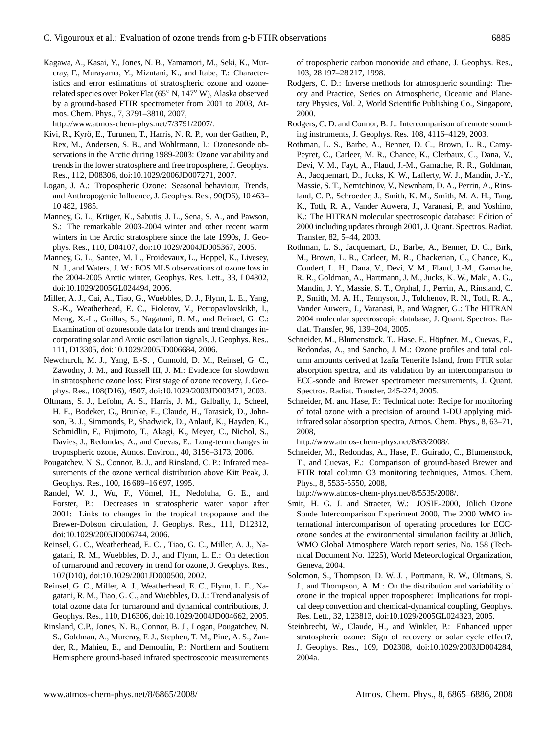Kagawa, A., Kasai, Y., Jones, N. B., Yamamori, M., Seki, K., Murcray, F., Murayama, Y., Mizutani, K., and Itabe, T.: Characteristics and error estimations of stratospheric ozone and ozone-related species over Poker Flat (65° N, 147° W), Alaska observed by a ground-based FTIR spectrometer from 2001 to 2003, Atmos. Chem. Phys., 7, 3791–3810, 2007, http://www.atmos-chem-phys.net/7/3791/2007/.

Kivi, R., Kyrö, E., Turunen, T., Harris, N. R. P., von der Gathen, P., Rex, M., Andersen, S. B., and Wohltmann, I.: Ozonesonde observations in the Arctic during 1989-2003: Ozone variability and trends in the lower stratosphere and free troposphere, J. Geophys. Res., 112, D08306, doi:10.1029/2006JD007271, 2007.

Logan, J. A.: Tropospheric Ozone: Seasonal behaviour, Trends, and Anthropogenic Influence, J. Geophys. Res., 90(D6), 10 463–10 482, 1985.

Manney, G. L., Krüger, K., Sabutis, J. L., Sena, S. A., and Pawson, S.: The remarkable 2003-2004 winter and other recent warm winters in the Arctic stratosphere since the late 1990s, J. Geophys. Res., 110, D04107, doi:10.1029/2004JD005367, 2005.

Manney, G. L., Santee, M. L., Froidevaux, L., Hoppel, K., Livesey, N. J., and Waters, J. W.: EOS MLS observations of ozone loss in the 2004-2005 Arctic winter, Geophys. Res. Lett., 33, L04802, doi:10.1029/2005GL024494, 2006.

Miller, A. J., Cai, A., Tiao, G., Wuebbles, D. J., Flynn, L. E., Yang, S.-K., Weatherhead, E. C., Fioletov, V., Petropavlovskikh, I., Meng, X.-L., Guillas, S., Nagatani, R. M., and Reinsel, G. C.: Examination of ozonesonde data for trends and trend changes incorporating solar and Arctic oscillation signals, J. Geophys. Res., 111, D13305, doi:10.1029/2005JD006684, 2006.

Newchurch, M. J., Yang, E.-S. , Cunnold, D. M., Reinsel, G. C., Zawodny, J. M., and Russell III, J. M.: Evidence for slowdown in stratospheric ozone loss: First stage of ozone recovery, J. Geophys. Res., 108(D16), 4507, doi:10.1029/2003JD003471, 2003.

Oltmans, S. J., Lefohn, A. S., Harris, J. M., Galbally, I., Scheel, H. E., Bodeker, G., Brunke, E., Claude, H., Tarasick, D., Johnson, B. J., Simmonds, P., Shadwick, D., Anlauf, K., Hayden, K., Schmidlin, F., Fujimoto, T., Akagi, K., Meyer, C., Nichol, S., Davies, J., Redondas, A., and Cuevas, E.: Long-term changes in tropospheric ozone, Atmos. Environ., 40, 3156–3173, 2006.

Pougatchev, N. S., Connor, B. J., and Rinsland, C. P.: Infrared measurements of the ozone vertical distribution above Kitt Peak, J. Geophys. Res., 100, 16 689–16 697, 1995.

Randel, W. J., Wu, F., Vömel, H., Nedoluha, G. E., and Forster, P.: Decreases in stratospheric water vapor after 2001: Links to changes in the tropical tropopause and the Brewer-Dobson circulation, J. Geophys. Res., 111, D12312, doi:10.1029/2005JD006744, 2006.

Reinsel, G. C., Weatherhead, E. C. , Tiao, G. C., Miller, A. J., Nagatani, R. M., Wuebbles, D. J., and Flynn, L. E.: On detection of turnaround and recovery in trend for ozone, J. Geophys. Res., 107(D10), doi:10.1029/2001JD000500, 2002.

Reinsel, G. C., Miller, A. J., Weatherhead, E. C., Flynn, L. E., Nagatani, R. M., Tiao, G. C., and Wuebbles, D. J.: Trend analysis of total ozone data for turnaround and dynamical contributions, J. Geophys. Res., 110, D16306, doi:10.1029/2004JD004662, 2005.

Rinsland, C.P., Jones, N. B., Connor, B. J., Logan, Pougatchev, N. S., Goldman, A., Murcray, F. J., Stephen, T. M., Pine, A. S., Zander, R., Mahieu, E., and Demoulin, P.: Northern and Southern Hemisphere ground-based infrared spectroscopic measurements of tropospheric carbon monoxide and ethane, J. Geophys. Res., 103, 28 197–28 217, 1998.

Rodgers, C. D.: Inverse methods for atmospheric sounding: Theory and Practice, Series on Atmospheric, Oceanic and Planetary Physics, Vol. 2, World Scientific Publishing Co., Singapore, 2000.

Rodgers, C. D. and Connor, B. J.: Intercomparison of remote sounding instruments, J. Geophys. Res. 108, 4116–4129, 2003.

Rothman, L. S., Barbe, A., Benner, D. C., Brown, L. R., Camy-Peyret, C., Carleer, M. R., Chance, K., Clerbaux, C., Dana, V., Devi, V. M., Fayt, A., Flaud, J.-M., Gamache, R. R., Goldman, A., Jacquemart, D., Jucks, K. W., Lafferty, W. J., Mandin, J.-Y., Massie, S. T., Nemtchinov, V., Newnham, D. A., Perrin, A., Rinsland, C. P., Schroeder, J., Smith, K. M., Smith, M. A. H., Tang, K., Toth, R. A., Vander Auwera, J., Varanasi, P., and Yoshino, K.: The HITRAN molecular spectroscopic database: Edition of 2000 including updates through 2001, J. Quant. Spectros. Radiat. Transfer, 82, 5–44, 2003.

Rothman, L. S., Jacquemart, D., Barbe, A., Benner, D. C., Birk, M., Brown, L. R., Carleer, M. R., Chackerian, C., Chance, K., Coudert, L. H., Dana, V., Devi, V. M., Flaud, J.-M., Gamache, R. R., Goldman, A., Hartmann, J. M., Jucks, K. W., Maki, A. G., Mandin, J. Y., Massie, S. T., Orphal, J., Perrin, A., Rinsland, C. P., Smith, M. A. H., Tennyson, J., Tolchenov, R. N., Toth, R. A., Vander Auwera, J., Varanasi, P., and Wagner, G.: The HITRAN 2004 molecular spectroscopic database, J. Quant. Spectros. Radiat. Transfer, 96, 139–204, 2005.

Schneider, M., Blumenstock, T., Hase, F., Höpfner, M., Cuevas, E., Redondas, A., and Sancho, J. M.: Ozone profiles and total column amounts derived at Izaña Tenerife Island, from FTIR solar absorption spectra, and its validation by an intercomparison to ECC-sonde and Brewer spectrometer measurements, J. Quant. Spectros. Radiat. Transfer, 245-274, 2005.

Schneider, M. and Hase, F.: Technical note: Recipe for monitoring of total ozone with a precision of around 1-DU applying mid-infrared solar absorption spectra, Atmos. Chem. Phys., 8, 63–71, 2008, http://www.atmos-chem-phys.net/8/63/2008/.

Schneider, M., Redondas, A., Hase, F., Guirado, C., Blumenstock, T., and Cuevas, E.: Comparison of ground-based Brewer and FTIR total column O3 monitoring techniques, Atmos. Chem. Phys., 8, 5535-5550, 2008, http://www.atmos-chem-phys.net/8/5535/2008/.

Smit, H. G. J. and Straeter, W.: JOSIE-2000, Jülich Ozone Sonde Intercomparison Experiment 2000, The 2000 WMO international intercomparison of operating procedures for ECC-ozone sondes at the environmental simulation facility at Jülich, WMO Global Atmosphere Watch report series, No. 158 (Technical Document No. 1225), World Meteorological Organization, Geneva, 2004.

Solomon, S., Thompson, D. W. J. , Portmann, R. W., Oltmans, S. J., and Thompson, A. M.: On the distribution and variability of ozone in the tropical upper troposphere: Implications for tropical deep convection and chemical-dynamical coupling, Geophys. Res. Lett., 32, L23813, doi:10.1029/2005GL024323, 2005.

Steinbrecht, W., Claude, H., and Winkler, P.: Enhanced upper stratospheric ozone: Sign of recovery or solar cycle effect?, J. Geophys. Res., 109, D02308, doi:10.1029/2003JD004284, 2004a.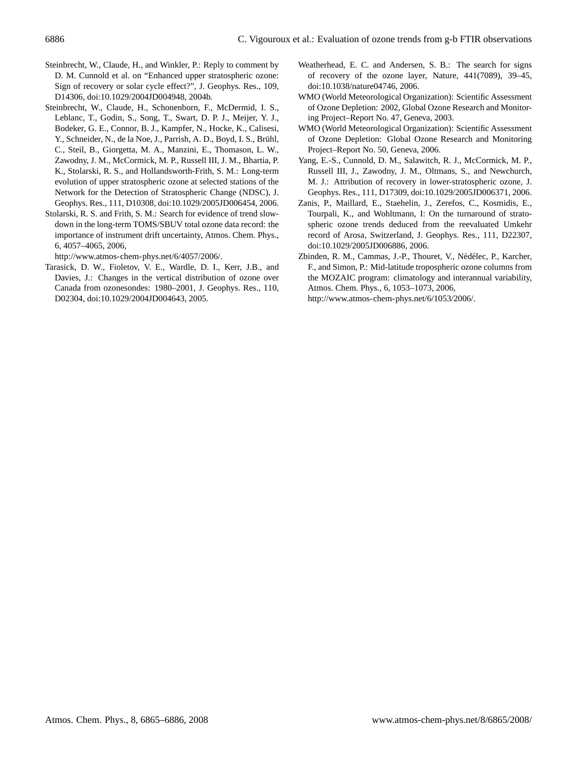Steinbrecht, W., Claude, H., and Winkler, P.: Reply to comment by D. M. Cunnold et al. on "Enhanced upper stratospheric ozone: Sign of recovery or solar cycle effect?", J. Geophys. Res., 109, D14306, doi:10.1029/2004JD004948, 2004b.

Steinbrecht, W., Claude, H., Schonenborn, F., McDermid, I. S., Leblanc, T., Godin, S., Song, T., Swart, D. P. J., Meijer, Y. J., Bodeker, G. E., Connor, B. J., Kampfer, N., Hocke, K., Calisesi, Y., Schneider, N., de la Noe, J., Parrish, A. D., Boyd, I. S., Brühl, C., Steil, B., Giorgetta, M. A., Manzini, E., Thomason, L. W., Zawodny, J. M., McCormick, M. P., Russell III, J. M., Bhartia, P. K., Stolarski, R. S., and Hollandsworth-Frith, S. M.: Long-term evolution of upper stratospheric ozone at selected stations of the Network for the Detection of Stratospheric Change (NDSC), J. Geophys. Res., 111, D10308, doi:10.1029/2005JD006454, 2006.

Stolarski, R. S. and Frith, S. M.: Search for evidence of trend slowdown in the long-term TOMS/SBUV total ozone data record: the importance of instrument drift uncertainty, Atmos. Chem. Phys., 6, 4057–4065, 2006, http://www.atmos-chem-phys.net/6/4057/2006/.

Tarasick, D. W., Fioletov, V. E., Wardle, D. I., Kerr, J.B., and Davies, J.: Changes in the vertical distribution of ozone over Canada from ozonesondes: 1980–2001, J. Geophys. Res., 110, D02304, doi:10.1029/2004JD004643, 2005.

Weatherhead, E. C. and Andersen, S. B.: The search for signs of recovery of the ozone layer, Nature, 441(7089), 39–45, doi:10.1038/nature04746, 2006.

WMO (World Meteorological Organization): Scientific Assessment of Ozone Depletion: 2002, Global Ozone Research and Monitoring Project–Report No. 47, Geneva, 2003.

WMO (World Meteorological Organization): Scientific Assessment of Ozone Depletion: Global Ozone Research and Monitoring Project–Report No. 50, Geneva, 2006.

Yang, E.-S., Cunnold, D. M., Salawitch, R. J., McCormick, M. P., Russell III, J., Zawodny, J. M., Oltmans, S., and Newchurch, M. J.: Attribution of recovery in lower-stratospheric ozone, J. Geophys. Res., 111, D17309, doi:10.1029/2005JD006371, 2006.

Zanis, P., Maillard, E., Staehelin, J., Zerefos, C., Kosmidis, E., Tourpali, K., and Wohltmann, I: On the turnaround of stratospheric ozone trends deduced from the reevaluated Umkehr record of Arosa, Switzerland, J. Geophys. Res., 111, D22307, doi:10.1029/2005JD006886, 2006.

Zbinden, R. M., Cammas, J.-P., Thouret, V., Nédélec, P., Karcher, F., and Simon, P.: Mid-latitude tropospheric ozone columns from the MOZAIC program: climatology and interannual variability, Atmos. Chem. Phys., 6, 1053–1073, 2006, http://www.atmos-chem-phys.net/6/1053/2006/.